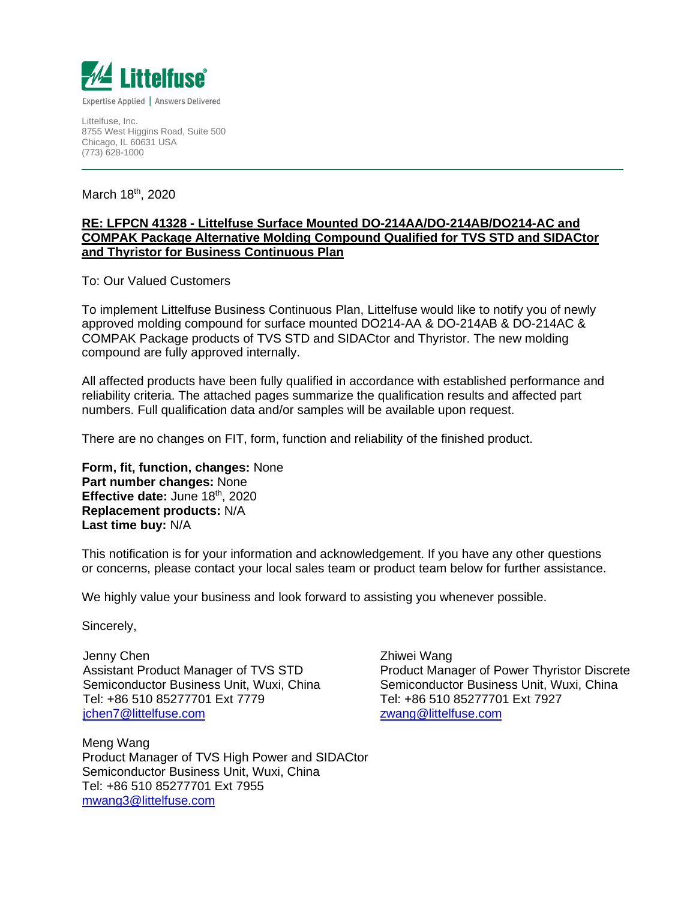Littelfuse®

Expertise Applied | Answers Delivered

Littelfuse, Inc.
8755 West Higgins Road, Suite 500
Chicago, IL 60631 USA
(773) 628-1000

---

March 18th, 2020

**RE: LFPCN 41328 - Littelfuse Surface Mounted DO-214AA/DO-214AB/DO214-AC and COMPAK Package Alternative Molding Compound Qualified for TVS STD and SIDACtor and Thyristor for Business Continuous Plan**

To: Our Valued Customers

To implement Littelfuse Business Continuous Plan, Littelfuse would like to notify you of newly approved molding compound for surface mounted DO214-AA & DO-214AB & DO-214AC & COMPAK Package products of TVS STD and SIDACtor and Thyristor. The new molding compound are fully approved internally.

All affected products have been fully qualified in accordance with established performance and reliability criteria. The attached pages summarize the qualification results and affected part numbers. Full qualification data and/or samples will be available upon request.

There are no changes on FIT, form, function and reliability of the finished product.

**Form, fit, function, changes:** None
**Part number changes:** None
**Effective date:** June 18th, 2020
**Replacement products:** N/A
**Last time buy:** N/A

This notification is for your information and acknowledgement. If you have any other questions or concerns, please contact your local sales team or product team below for further assistance.

We highly value your business and look forward to assisting you whenever possible.

Sincerely,

Jenny Chen
Assistant Product Manager of TVS STD
Semiconductor Business Unit, Wuxi, China
Tel: +86 510 85277701 Ext 7779
jchen7@littelfuse.com

Zhiwei Wang
Product Manager of Power Thyristor Discrete
Semiconductor Business Unit, Wuxi, China
Tel: +86 510 85277701 Ext 7927
zwang@littelfuse.com

Meng Wang
Product Manager of TVS High Power and SIDACtor
Semiconductor Business Unit, Wuxi, China
Tel: +86 510 85277701 Ext 7955
mwang3@littelfuse.com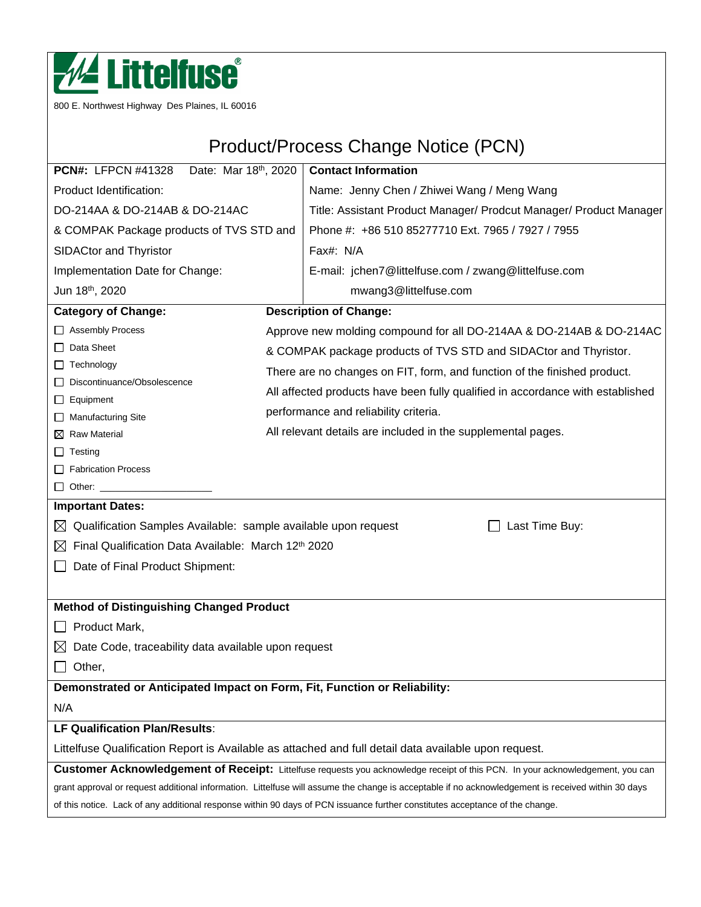Littelfuse®

800 E. Northwest Highway Des Plaines, IL 60016

# Product/Process Change Notice (PCN)

| **PCN#:** LFPCN #41328 Date: Mar 18th, 2020 | **Contact Information** |
|---|---|
| Product Identification: | Name: Jenny Chen / Zhiwei Wang / Meng Wang |
| DO-214AA & DO-214AB & DO-214AC | Title: Assistant Product Manager/ Prodcut Manager/ Product Manager |
| & COMPAK Package products of TVS STD and | Phone #: +86 510 85277710 Ext. 7965 / 7927 / 7955 |
| SIDACtor and Thyristor | Fax#: N/A |
| Implementation Date for Change: | E-mail: jchen7@littelfuse.com / zwang@littelfuse.com |
| Jun 18th, 2020 | mwang3@littelfuse.com |

| **Category of Change:** | **Description of Change:** |
|---|---|
| ☐ Assembly Process<br>☐ Data Sheet<br>☐ Technology<br>☐ Discontinuance/Obsolescence<br>☐ Equipment<br>☐ Manufacturing Site<br>☒ Raw Material<br>☐ Testing<br>☐ Fabrication Process<br>☐ Other: ____________________ | Approve new molding compound for all DO-214AA & DO-214AB & DO-214AC & COMPAK package products of TVS STD and SIDACtor and Thyristor.<br>There are no changes on FIT, form, and function of the finished product.<br>All affected products have been fully qualified in accordance with established performance and reliability criteria.<br>All relevant details are included in the supplemental pages. |

**Important Dates:**

☒ Qualification Samples Available: sample available upon request ☐ Last Time Buy:

☒ Final Qualification Data Available: March 12th 2020

☐ Date of Final Product Shipment:

**Method of Distinguishing Changed Product**

☐ Product Mark,

☒ Date Code, traceability data available upon request

☐ Other,

**Demonstrated or Anticipated Impact on Form, Fit, Function or Reliability:**

N/A

**LF Qualification Plan/Results**:

Littelfuse Qualification Report is Available as attached and full detail data available upon request.

**Customer Acknowledgement of Receipt:** Littelfuse requests you acknowledge receipt of this PCN. In your acknowledgement, you can grant approval or request additional information. Littelfuse will assume the change is acceptable if no acknowledgement is received within 30 days of this notice. Lack of any additional response within 90 days of PCN issuance further constitutes acceptance of the change.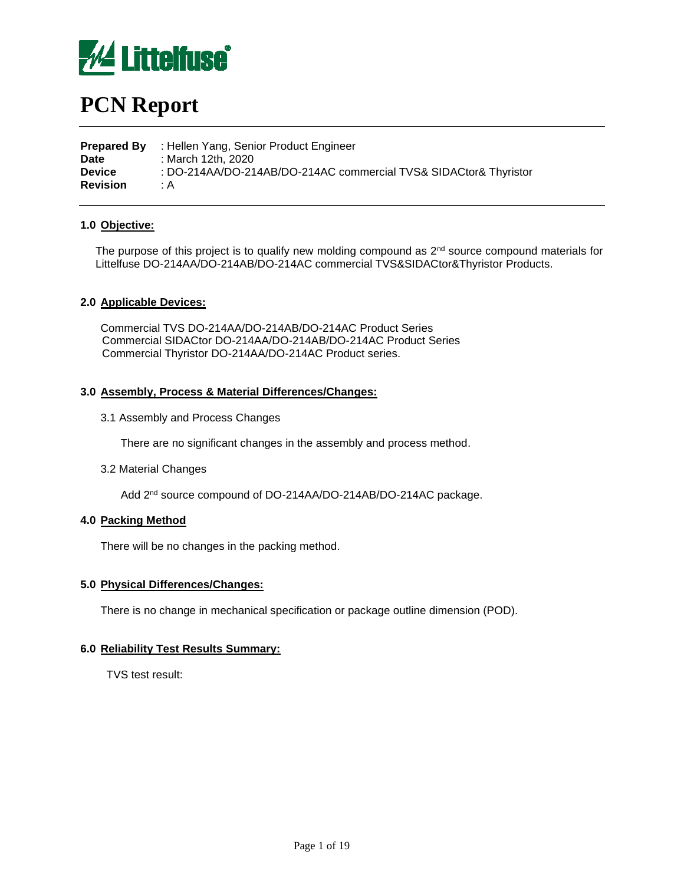# PCN Report

**Prepared By** : Hellen Yang, Senior Product Engineer
**Date** : March 12th, 2020
**Device** : DO-214AA/DO-214AB/DO-214AC commercial TVS& SIDACtor& Thyristor
**Revision** : A

## 1.0 Objective:

The purpose of this project is to qualify new molding compound as 2nd source compound materials for Littelfuse DO-214AA/DO-214AB/DO-214AC commercial TVS&SIDACtor&Thyristor Products.

## 2.0 Applicable Devices:

Commercial TVS DO-214AA/DO-214AB/DO-214AC Product Series
Commercial SIDACtor DO-214AA/DO-214AB/DO-214AC Product Series
Commercial Thyristor DO-214AA/DO-214AC Product series.

## 3.0 Assembly, Process & Material Differences/Changes:

3.1 Assembly and Process Changes

There are no significant changes in the assembly and process method.

3.2 Material Changes

Add 2nd source compound of DO-214AA/DO-214AB/DO-214AC package.

## 4.0 Packing Method

There will be no changes in the packing method.

## 5.0 Physical Differences/Changes:

There is no change in mechanical specification or package outline dimension (POD).

## 6.0 Reliability Test Results Summary:

TVS test result: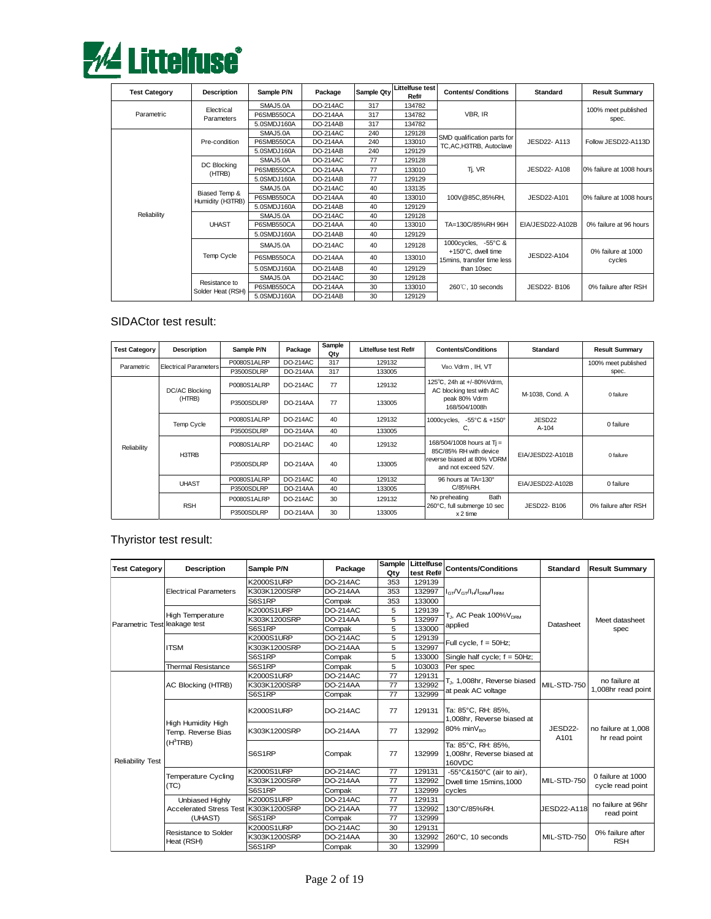| Test Category | Description | Sample P/N | Package | Sample Qty | Littelfuse test Ref# | Contents/ Conditions | Standard | Result Summary |
|---|---|---|---|---|---|---|---|---|
| Parametric | Electrical Parameters | SMAJ5.0A | DO-214AC | 317 | 134782 | VBR, IR | | 100% meet published spec. |
| | | P6SMB550CA | DO-214AA | 317 | 134782 | | | |
| | | 5.0SMDJ160A | DO-214AB | 317 | 134782 | | | |
| Reliability | Pre-condition | SMAJ5.0A | DO-214AC | 240 | 129128 | SMD qualification parts for TC,AC,H3TRB, Autoclave | JESD22- A113 | Follow JESD22-A113D |
| | | P6SMB550CA | DO-214AA | 240 | 133010 | | | |
| | | 5.0SMDJ160A | DO-214AB | 240 | 129129 | | | |
| | DC Blocking (HTRB) | SMAJ5.0A | DO-214AC | 77 | 129128 | Tj, VR | JESD22- A108 | 0% failure at 1008 hours |
| | | P6SMB550CA | DO-214AA | 77 | 133010 | | | |
| | | 5.0SMDJ160A | DO-214AB | 77 | 129129 | | | |
| | Biased Temp & Humidity (H3TRB) | SMAJ5.0A | DO-214AC | 40 | 133135 | 100V@85C,85%RH, | JESD22-A101 | 0% failure at 1008 hours |
| | | P6SMB550CA | DO-214AA | 40 | 133010 | | | |
| | | 5.0SMDJ160A | DO-214AB | 40 | 129129 | | | |
| | UHAST | SMAJ5.0A | DO-214AC | 40 | 129128 | TA=130C/85%RH 96H | EIA/JESD22-A102B | 0% failure at 96 hours |
| | | P6SMB550CA | DO-214AA | 40 | 133010 | | | |
| | | 5.0SMDJ160A | DO-214AB | 40 | 129129 | | | |
| | Temp Cycle | SMAJ5.0A | DO-214AC | 40 | 129128 | 1000cycles, -55°C & +150°C, dwell time 15mins, transfer time less than 10sec | JESD22-A104 | 0% failure at 1000 cycles |
| | | P6SMB550CA | DO-214AA | 40 | 133010 | | | |
| | | 5.0SMDJ160A | DO-214AB | 40 | 129129 | | | |
| | Resistance to Solder Heat (RSH) | SMAJ5.0A | DO-214AC | 30 | 129128 | 260℃, 10 seconds | JESD22- B106 | 0% failure after RSH |
| | | P6SMB550CA | DO-214AA | 30 | 133010 | | | |
| | | 5.0SMDJ160A | DO-214AB | 30 | 129129 | | | |

## SIDACtor test result:

| Test Category | Description | Sample P/N | Package | Sample Qty | Littelfuse test Ref# | Contents/Conditions | Standard | Result Summary |
|---|---|---|---|---|---|---|---|---|
| Parametric | Electrical Parameters | P0080S1ALRP | DO-214AC | 317 | 129132 | $V_{BO}$, Vdrm , IH, VT | | 100% meet published spec. |
| | | P3500SDLRP | DO-214AA | 317 | 133005 | | | |
| Reliability | DC/AC Blocking (HTRB) | P0080S1ALRP | DO-214AC | 77 | 129132 | 125℃, 24h at +/-80%Vdrm, AC blocking test with AC peak 80% Vdrm 168/504/1008h | M-1038, Cond. A | 0 failure |
| | | P3500SDLRP | DO-214AA | 77 | 133005 | | | |
| | Temp Cycle | P0080S1ALRP | DO-214AC | 40 | 129132 | 1000cycles, -55°C & +150° C, | JESD22 A-104 | 0 failure |
| | | P3500SDLRP | DO-214AA | 40 | 133005 | | | |
| | H3TRB | P0080S1ALRP | DO-214AC | 40 | 129132 | 168/504/1008 hours at Tj = 85C/85% RH with device reverse biased at 80% VDRM and not exceed 52V. | EIA/JESD22-A101B | 0 failure |
| | | P3500SDLRP | DO-214AA | 40 | 133005 | | | |
| | UHAST | P0080S1ALRP | DO-214AC | 40 | 129132 | 96 hours at TA=130° C/85%RH. | EIA/JESD22-A102B | 0 failure |
| | | P3500SDLRP | DO-214AA | 40 | 133005 | | | |
| | RSH | P0080S1ALRP | DO-214AC | 30 | 129132 | No preheating Bath 260°C, full submerge 10 sec x 2 time | JESD22- B106 | 0% failure after RSH |
| | | P3500SDLRP | DO-214AA | 30 | 133005 | | | |

## Thyristor test result:

| Test Category | Description | Sample P/N | Package | Sample Qty | Littelfuse test Ref# | Contents/Conditions | Standard | Result Summary |
|---|---|---|---|---|---|---|---|---|
| Parametric Test | Electrical Parameters | K2000S1URP | DO-214AC | 353 | 129139 | $I_{GT}/V_{GT}/I_H/I_{DRM}/I_{RRM}$ | Datasheet | Meet datasheet spec |
| | | K303K1200SRP | DO-214AA | 353 | 132997 | | | |
| | | S6S1RP | Compak | 353 | 133000 | | | |
| | High Temperature leakage test | K2000S1URP | DO-214AC | 5 | 129139 | $T_J$, AC Peak 100%$V_{DRM}$ applied | | |
| | | K303K1200SRP | DO-214AA | 5 | 132997 | | | |
| | | S6S1RP | Compak | 5 | 133000 | | | |
| | ITSM | K2000S1URP | DO-214AC | 5 | 129139 | Full cycle, f = 50Hz; | | |
| | | K303K1200SRP | DO-214AA | 5 | 132997 | | | |
| | | S6S1RP | Compak | 5 | 133000 | Single half cycle; f = 50Hz; | | |
| | Thermal Resistance | S6S1RP | Compak | 5 | 103003 | Per spec | | |
| Reliability Test | AC Blocking (HTRB) | K2000S1URP | DO-214AC | 77 | 129131 | $T_J$, 1,008hr, Reverse biased at peak AC voltage | MIL-STD-750 | no failure at 1,008hr read point |
| | | K303K1200SRP | DO-214AA | 77 | 132992 | | | |
| | | S6S1RP | Compak | 77 | 132999 | | | |
| | High Humidity High Temp. Reverse Bias ($H^3$TRB) | K2000S1URP | DO-214AC | 77 | 129131 | Ta: 85°C, RH: 85%, 1,008hr, Reverse biased at 80% min$V_{BO}$ | JESD22-A101 | no failure at 1,008 hr read point |
| | | K303K1200SRP | DO-214AA | 77 | 132992 | | | |
| | | S6S1RP | Compak | 77 | 132999 | Ta: 85°C, RH: 85%, 1,008hr, Reverse biased at 160VDC | | |
| | Temperature Cycling (TC) | K2000S1URP | DO-214AC | 77 | 129131 | -55°C&150°C (air to air), Dwell time 15mins,1000 cycles | MIL-STD-750 | 0 failure at 1000 cycle read point |
| | | K303K1200SRP | DO-214AA | 77 | 132992 | | | |
| | | S6S1RP | Compak | 77 | 132999 | | | |
| | Unbiased Highly Accelerated Stress Test (UHAST) | K2000S1URP | DO-214AC | 77 | 129131 | 130°C/85%RH. | JESD22-A118 | no failure at 96hr read point |
| | | K303K1200SRP | DO-214AA | 77 | 132992 | | | |
| | | S6S1RP | Compak | 77 | 132999 | | | |
| | Resistance to Solder Heat (RSH) | K2000S1URP | DO-214AC | 30 | 129131 | 260°C, 10 seconds | MIL-STD-750 | 0% failure after RSH |
| | | K303K1200SRP | DO-214AA | 30 | 132992 | | | |
| | | S6S1RP | Compak | 30 | 132999 | | | |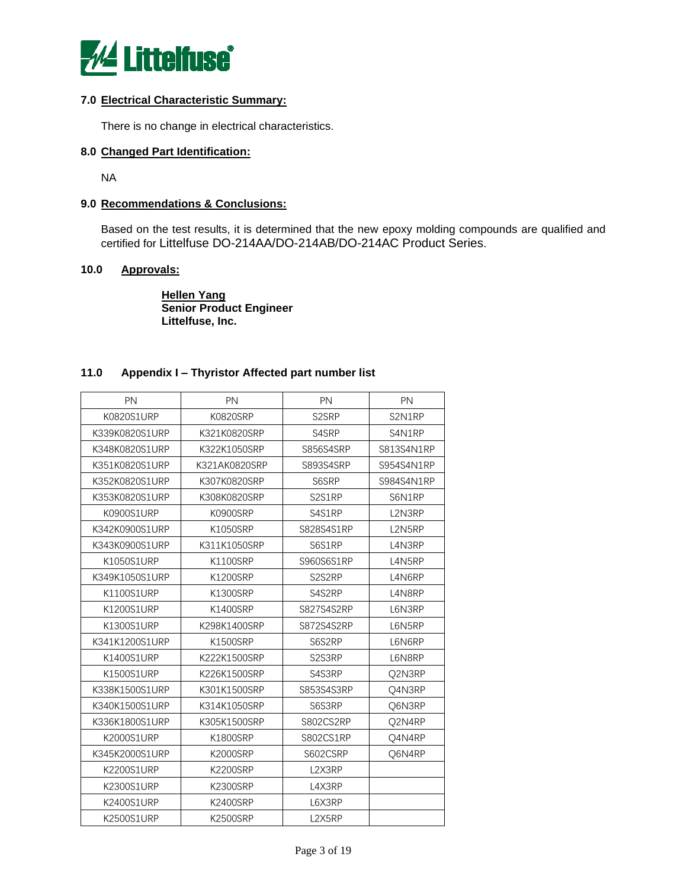## 7.0 Electrical Characteristic Summary:

There is no change in electrical characteristics.

## 8.0 Changed Part Identification:

NA

## 9.0 Recommendations & Conclusions:

Based on the test results, it is determined that the new epoxy molding compounds are qualified and certified for Littelfuse DO-214AA/DO-214AB/DO-214AC Product Series.

## 10.0 Approvals:

**Hellen Yang**
**Senior Product Engineer**
**Littelfuse, Inc.**

## 11.0 Appendix I – Thyristor Affected part number list

| PN | PN | PN | PN |
|---|---|---|---|
| K0820S1URP | K0820SRP | S2SRP | S2N1RP |
| K339K0820S1URP | K321K0820SRP | S4SRP | S4N1RP |
| K348K0820S1URP | K322K1050SRP | S856S4SRP | S813S4N1RP |
| K351K0820S1URP | K321AK0820SRP | S893S4SRP | S954S4N1RP |
| K352K0820S1URP | K307K0820SRP | S6SRP | S984S4N1RP |
| K353K0820S1URP | K308K0820SRP | S2S1RP | S6N1RP |
| K0900S1URP | K0900SRP | S4S1RP | L2N3RP |
| K342K0900S1URP | K1050SRP | S828S4S1RP | L2N5RP |
| K343K0900S1URP | K311K1050SRP | S6S1RP | L4N3RP |
| K1050S1URP | K1100SRP | S960S6S1RP | L4N5RP |
| K349K1050S1URP | K1200SRP | S2S2RP | L4N6RP |
| K1100S1URP | K1300SRP | S4S2RP | L4N8RP |
| K1200S1URP | K1400SRP | S827S4S2RP | L6N3RP |
| K1300S1URP | K298K1400SRP | S872S4S2RP | L6N5RP |
| K341K1200S1URP | K1500SRP | S6S2RP | L6N6RP |
| K1400S1URP | K222K1500SRP | S2S3RP | L6N8RP |
| K1500S1URP | K226K1500SRP | S4S3RP | Q2N3RP |
| K338K1500S1URP | K301K1500SRP | S853S4S3RP | Q4N3RP |
| K340K1500S1URP | K314K1050SRP | S6S3RP | Q6N3RP |
| K336K1800S1URP | K305K1500SRP | S802CS2RP | Q2N4RP |
| K2000S1URP | K1800SRP | S802CS1RP | Q4N4RP |
| K345K2000S1URP | K2000SRP | S602CSRP | Q6N4RP |
| K2200S1URP | K2200SRP | L2X3RP | |
| K2300S1URP | K2300SRP | L4X3RP | |
| K2400S1URP | K2400SRP | L6X3RP | |
| K2500S1URP | K2500SRP | L2X5RP | |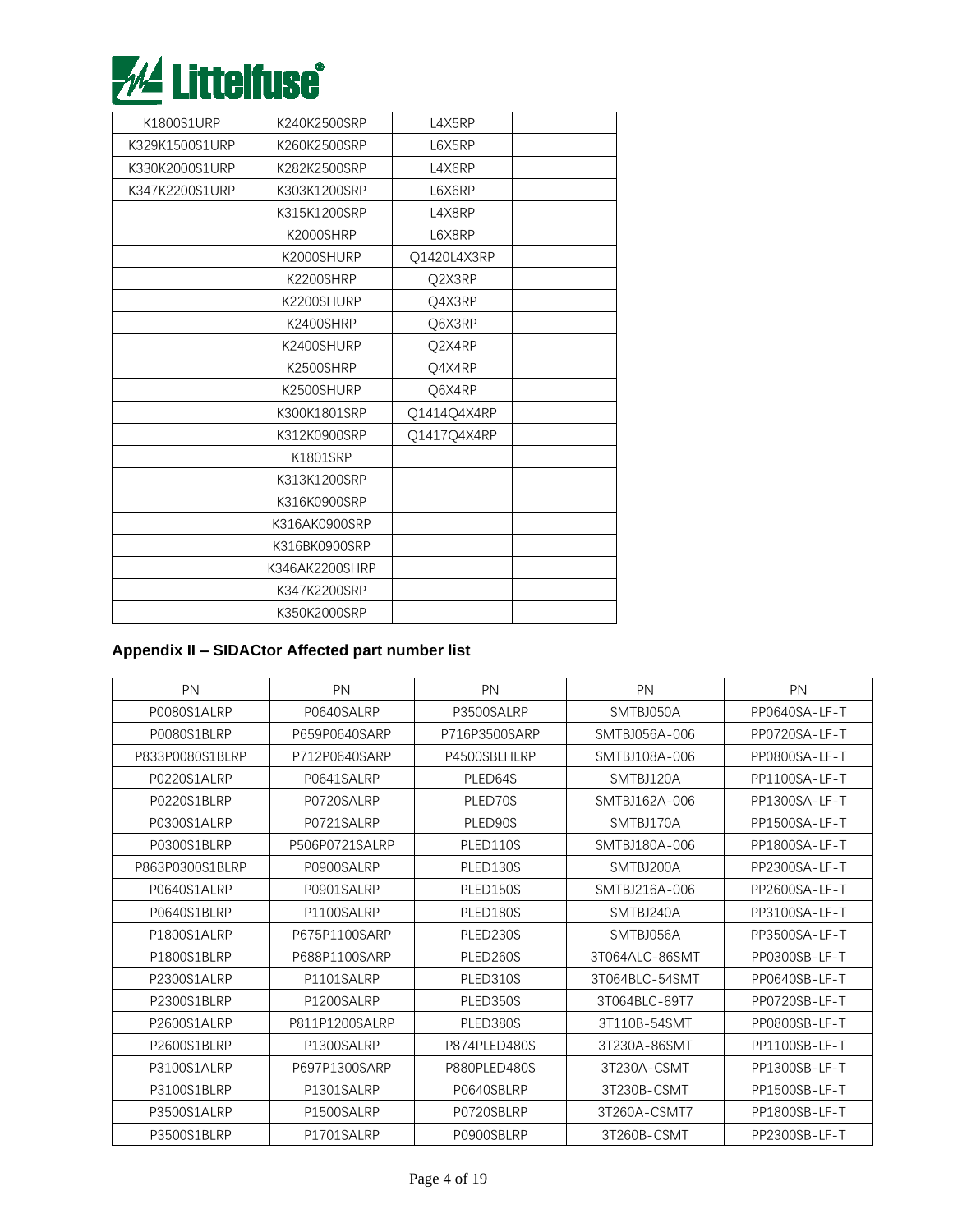| | | | |
|---|---|---|---|
| K1800S1URP | K240K2500SRP | L4X5RP | |
| K329K1500S1URP | K260K2500SRP | L6X5RP | |
| K330K2000S1URP | K282K2500SRP | L4X6RP | |
| K347K2200S1URP | K303K1200SRP | L6X6RP | |
| | K315K1200SRP | L4X8RP | |
| | K2000SHRP | L6X8RP | |
| | K2000SHURP | Q1420L4X3RP | |
| | K2200SHRP | Q2X3RP | |
| | K2200SHURP | Q4X3RP | |
| | K2400SHRP | Q6X3RP | |
| | K2400SHURP | Q2X4RP | |
| | K2500SHRP | Q4X4RP | |
| | K2500SHURP | Q6X4RP | |
| | K300K1801SRP | Q1414Q4X4RP | |
| | K312K0900SRP | Q1417Q4X4RP | |
| | K1801SRP | | |
| | K313K1200SRP | | |
| | K316K0900SRP | | |
| | K316AK0900SRP | | |
| | K316BK0900SRP | | |
| | K346AK2200SHRP | | |
| | K347K2200SRP | | |
| | K350K2000SRP | | |

## Appendix II – SIDACtor Affected part number list

| PN | PN | PN | PN | PN |
|---|---|---|---|---|
| P0080S1ALRP | P0640SALRP | P3500SALRP | SMTBJ050A | PP0640SA-LF-T |
| P0080S1BLRP | P659P0640SARP | P716P3500SARP | SMTBJ056A-006 | PP0720SA-LF-T |
| P833P0080S1BLRP | P712P0640SARP | P4500SBLHLRP | SMTBJ108A-006 | PP0800SA-LF-T |
| P0220S1ALRP | P0641SALRP | PLED64S | SMTBJ120A | PP1100SA-LF-T |
| P0220S1BLRP | P0720SALRP | PLED70S | SMTBJ162A-006 | PP1300SA-LF-T |
| P0300S1ALRP | P0721SALRP | PLED90S | SMTBJ170A | PP1500SA-LF-T |
| P0300S1BLRP | P506P0721SALRP | PLED110S | SMTBJ180A-006 | PP1800SA-LF-T |
| P863P0300S1BLRP | P0900SALRP | PLED130S | SMTBJ200A | PP2300SA-LF-T |
| P0640S1ALRP | P0901SALRP | PLED150S | SMTBJ216A-006 | PP2600SA-LF-T |
| P0640S1BLRP | P1100SALRP | PLED180S | SMTBJ240A | PP3100SA-LF-T |
| P1800S1ALRP | P675P1100SARP | PLED230S | SMTBJ056A | PP3500SA-LF-T |
| P1800S1BLRP | P688P1100SARP | PLED260S | 3T064ALC-86SMT | PP0300SB-LF-T |
| P2300S1ALRP | P1101SALRP | PLED310S | 3T064BLC-54SMT | PP0640SB-LF-T |
| P2300S1BLRP | P1200SALRP | PLED350S | 3T064BLC-89T7 | PP0720SB-LF-T |
| P2600S1ALRP | P811P1200SALRP | PLED380S | 3T110B-54SMT | PP0800SB-LF-T |
| P2600S1BLRP | P1300SALRP | P874PLED480S | 3T230A-86SMT | PP1100SB-LF-T |
| P3100S1ALRP | P697P1300SARP | P880PLED480S | 3T230A-CSMT | PP1300SB-LF-T |
| P3100S1BLRP | P1301SALRP | P0640SBLRP | 3T230B-CSMT | PP1500SB-LF-T |
| P3500S1ALRP | P1500SALRP | P0720SBLRP | 3T260A-CSMT7 | PP1800SB-LF-T |
| P3500S1BLRP | P1701SALRP | P0900SBLRP | 3T260B-CSMT | PP2300SB-LF-T |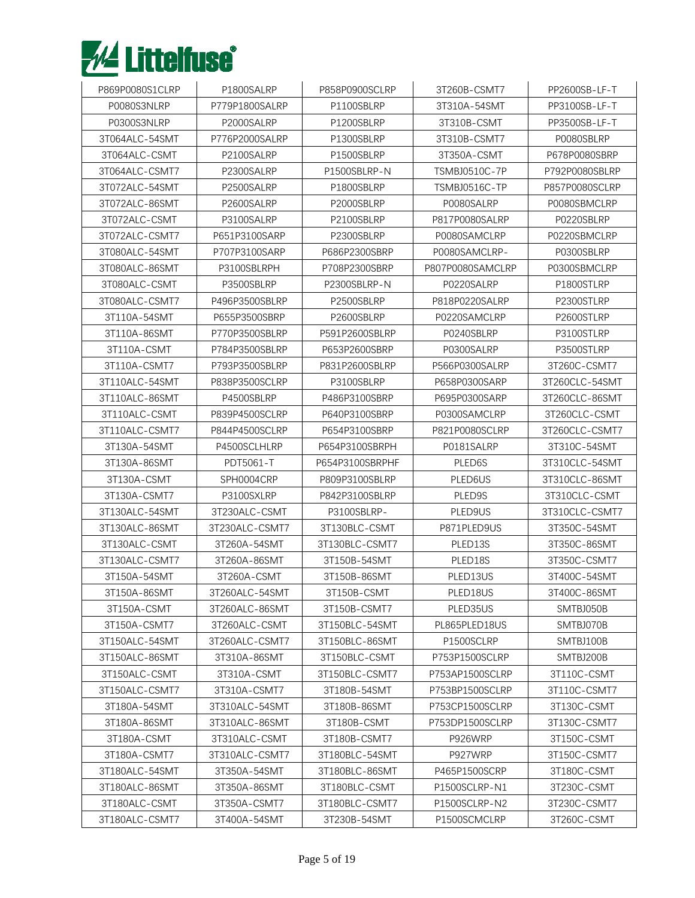| P869P0080S1CLRP | P1800SALRP | P858P0900SCLRP | 3T260B-CSMT7 | PP2600SB-LF-T |
|---|---|---|---|---|
| P0080S3NLRP | P779P1800SALRP | P1100SBLRP | 3T310A-54SMT | PP3100SB-LF-T |
| P0300S3NLRP | P2000SALRP | P1200SBLRP | 3T310B-CSMT | PP3500SB-LF-T |
| 3T064ALC-54SMT | P776P2000SALRP | P1300SBLRP | 3T310B-CSMT7 | P0080SBLRP |
| 3T064ALC-CSMT | P2100SALRP | P1500SBLRP | 3T350A-CSMT | P678P0080SBRP |
| 3T064ALC-CSMT7 | P2300SALRP | P1500SBLRP-N | TSMBJ0510C-7P | P792P0080SBLRP |
| 3T072ALC-54SMT | P2500SALRP | P1800SBLRP | TSMBJ0516C-TP | P857P0080SCLRP |
| 3T072ALC-86SMT | P2600SALRP | P2000SBLRP | P0080SALRP | P0080SBMCLRP |
| 3T072ALC-CSMT | P3100SALRP | P2100SBLRP | P817P0080SALRP | P0220SBLRP |
| 3T072ALC-CSMT7 | P651P3100SARP | P2300SBLRP | P0080SAMCLRP | P0220SBMCLRP |
| 3T080ALC-54SMT | P707P3100SARP | P686P2300SBRP | P0080SAMCLRP- | P0300SBLRP |
| 3T080ALC-86SMT | P3100SBLRPH | P708P2300SBRP | P807P0080SAMCLRP | P0300SBMCLRP |
| 3T080ALC-CSMT | P3500SBLRP | P2300SBLRP-N | P0220SALRP | P1800STLRP |
| 3T080ALC-CSMT7 | P496P3500SBLRP | P2500SBLRP | P818P0220SALRP | P2300STLRP |
| 3T110A-54SMT | P655P3500SBRP | P2600SBLRP | P0220SAMCLRP | P2600STLRP |
| 3T110A-86SMT | P770P3500SBLRP | P591P2600SBLRP | P0240SBLRP | P3100STLRP |
| 3T110A-CSMT | P784P3500SBLRP | P653P2600SBRP | P0300SALRP | P3500STLRP |
| 3T110A-CSMT7 | P793P3500SBLRP | P831P2600SBLRP | P566P0300SALRP | 3T260C-CSMT7 |
| 3T110ALC-54SMT | P838P3500SCLRP | P3100SBLRP | P658P0300SARP | 3T260CLC-54SMT |
| 3T110ALC-86SMT | P4500SBLRP | P486P3100SBRP | P695P0300SARP | 3T260CLC-86SMT |
| 3T110ALC-CSMT | P839P4500SCLRP | P640P3100SBRP | P0300SAMCLRP | 3T260CLC-CSMT |
| 3T110ALC-CSMT7 | P844P4500SCLRP | P654P3100SBRP | P821P0080SCLRP | 3T260CLC-CSMT7 |
| 3T130A-54SMT | P4500SCLHLRP | P654P3100SBRPH | P0181SALRP | 3T310C-54SMT |
| 3T130A-86SMT | PDT5061-T | P654P3100SBRPHF | PLED6S | 3T310CLC-54SMT |
| 3T130A-CSMT | SPH0004CRP | P809P3100SBLRP | PLED6US | 3T310CLC-86SMT |
| 3T130A-CSMT7 | P3100SXLRP | P842P3100SBLRP | PLED9S | 3T310CLC-CSMT |
| 3T130ALC-54SMT | 3T230ALC-CSMT | P3100SBLRP- | PLED9US | 3T310CLC-CSMT7 |
| 3T130ALC-86SMT | 3T230ALC-CSMT7 | 3T130BLC-CSMT | P871PLED9US | 3T350C-54SMT |
| 3T130ALC-CSMT | 3T260A-54SMT | 3T130BLC-CSMT7 | PLED13S | 3T350C-86SMT |
| 3T130ALC-CSMT7 | 3T260A-86SMT | 3T150B-54SMT | PLED18S | 3T350C-CSMT7 |
| 3T150A-54SMT | 3T260A-CSMT | 3T150B-86SMT | PLED13US | 3T400C-54SMT |
| 3T150A-86SMT | 3T260ALC-54SMT | 3T150B-CSMT | PLED18US | 3T400C-86SMT |
| 3T150A-CSMT | 3T260ALC-86SMT | 3T150B-CSMT7 | PLED35US | SMTBJ050B |
| 3T150A-CSMT7 | 3T260ALC-CSMT | 3T150BLC-54SMT | PL865PLED18US | SMTBJ070B |
| 3T150ALC-54SMT | 3T260ALC-CSMT7 | 3T150BLC-86SMT | P1500SCLRP | SMTBJ100B |
| 3T150ALC-86SMT | 3T310A-86SMT | 3T150BLC-CSMT | P753P1500SCLRP | SMTBJ200B |
| 3T150ALC-CSMT | 3T310A-CSMT | 3T150BLC-CSMT7 | P753AP1500SCLRP | 3T110C-CSMT |
| 3T150ALC-CSMT7 | 3T310A-CSMT7 | 3T180B-54SMT | P753BP1500SCLRP | 3T110C-CSMT7 |
| 3T180A-54SMT | 3T310ALC-54SMT | 3T180B-86SMT | P753CP1500SCLRP | 3T130C-CSMT |
| 3T180A-86SMT | 3T310ALC-86SMT | 3T180B-CSMT | P753DP1500SCLRP | 3T130C-CSMT7 |
| 3T180A-CSMT | 3T310ALC-CSMT | 3T180B-CSMT7 | P926WRP | 3T150C-CSMT |
| 3T180A-CSMT7 | 3T310ALC-CSMT7 | 3T180BLC-54SMT | P927WRP | 3T150C-CSMT7 |
| 3T180ALC-54SMT | 3T350A-54SMT | 3T180BLC-86SMT | P465P1500SCRP | 3T180C-CSMT |
| 3T180ALC-86SMT | 3T350A-86SMT | 3T180BLC-CSMT | P1500SCLRP-N1 | 3T230C-CSMT |
| 3T180ALC-CSMT | 3T350A-CSMT7 | 3T180BLC-CSMT7 | P1500SCLRP-N2 | 3T230C-CSMT7 |
| 3T180ALC-CSMT7 | 3T400A-54SMT | 3T230B-54SMT | P1500SCMCLRP | 3T260C-CSMT |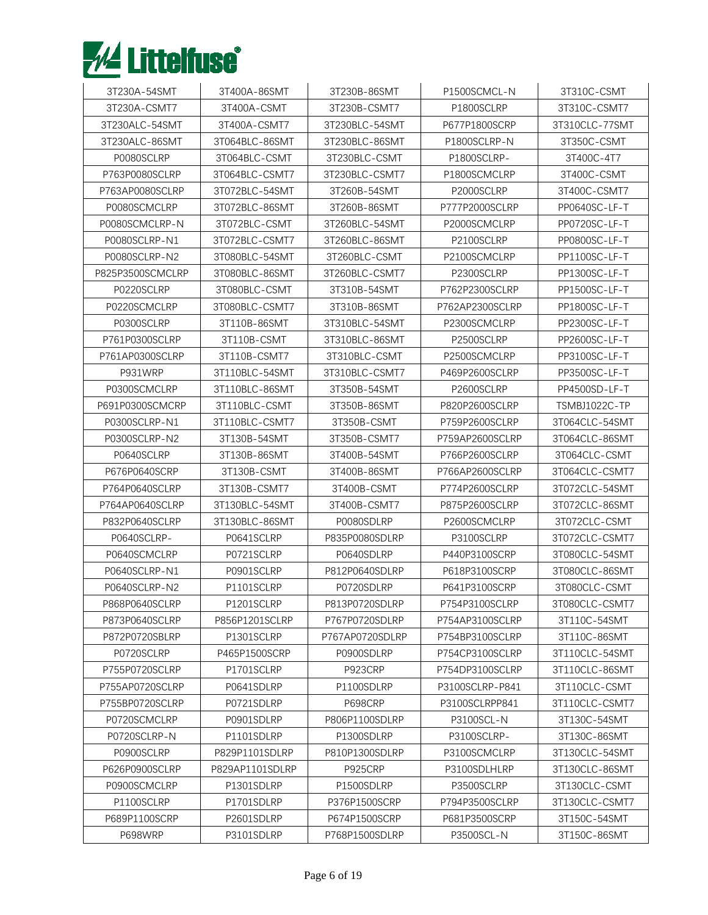| 3T230A-54SMT | 3T400A-86SMT | 3T230B-86SMT | P1500SCMCL-N | 3T310C-CSMT |
|---|---|---|---|---|
| 3T230A-CSMT7 | 3T400A-CSMT | 3T230B-CSMT7 | P1800SCLRP | 3T310C-CSMT7 |
| 3T230ALC-54SMT | 3T400A-CSMT7 | 3T230BLC-54SMT | P677P1800SCRP | 3T310CLC-77SMT |
| 3T230ALC-86SMT | 3T064BLC-86SMT | 3T230BLC-86SMT | P1800SCLRP-N | 3T350C-CSMT |
| P0080SCLRP | 3T064BLC-CSMT | 3T230BLC-CSMT | P1800SCLRP- | 3T400C-4T7 |
| P763P0080SCLRP | 3T064BLC-CSMT7 | 3T230BLC-CSMT7 | P1800SCMCLRP | 3T400C-CSMT |
| P763AP0080SCLRP | 3T072BLC-54SMT | 3T260B-54SMT | P2000SCLRP | 3T400C-CSMT7 |
| P0080SCMCLRP | 3T072BLC-86SMT | 3T260B-86SMT | P777P2000SCLRP | PP0640SC-LF-T |
| P0080SCMCLRP-N | 3T072BLC-CSMT | 3T260BLC-54SMT | P2000SCMCLRP | PP0720SC-LF-T |
| P0080SCLRP-N1 | 3T072BLC-CSMT7 | 3T260BLC-86SMT | P2100SCLRP | PP0800SC-LF-T |
| P0080SCLRP-N2 | 3T080BLC-54SMT | 3T260BLC-CSMT | P2100SCMCLRP | PP1100SC-LF-T |
| P825P3500SCMCLRP | 3T080BLC-86SMT | 3T260BLC-CSMT7 | P2300SCLRP | PP1300SC-LF-T |
| P0220SCLRP | 3T080BLC-CSMT | 3T310B-54SMT | P762P2300SCLRP | PP1500SC-LF-T |
| P0220SCMCLRP | 3T080BLC-CSMT7 | 3T310B-86SMT | P762AP2300SCLRP | PP1800SC-LF-T |
| P0300SCLRP | 3T110B-86SMT | 3T310BLC-54SMT | P2300SCMCLRP | PP2300SC-LF-T |
| P761P0300SCLRP | 3T110B-CSMT | 3T310BLC-86SMT | P2500SCLRP | PP2600SC-LF-T |
| P761AP0300SCLRP | 3T110B-CSMT7 | 3T310BLC-CSMT | P2500SCMCLRP | PP3100SC-LF-T |
| P931WRP | 3T110BLC-54SMT | 3T310BLC-CSMT7 | P469P2600SCLRP | PP3500SC-LF-T |
| P0300SCMCLRP | 3T110BLC-86SMT | 3T350B-54SMT | P2600SCLRP | PP4500SD-LF-T |
| P691P0300SCMCRP | 3T110BLC-CSMT | 3T350B-86SMT | P820P2600SCLRP | TSMBJ1022C-TP |
| P0300SCLRP-N1 | 3T110BLC-CSMT7 | 3T350B-CSMT | P759P2600SCLRP | 3T064CLC-54SMT |
| P0300SCLRP-N2 | 3T130B-54SMT | 3T350B-CSMT7 | P759AP2600SCLRP | 3T064CLC-86SMT |
| P0640SCLRP | 3T130B-86SMT | 3T400B-54SMT | P766P2600SCLRP | 3T064CLC-CSMT |
| P676P0640SCRP | 3T130B-CSMT | 3T400B-86SMT | P766AP2600SCLRP | 3T064CLC-CSMT7 |
| P764P0640SCLRP | 3T130B-CSMT7 | 3T400B-CSMT | P774P2600SCLRP | 3T072CLC-54SMT |
| P764AP0640SCLRP | 3T130BLC-54SMT | 3T400B-CSMT7 | P875P2600SCLRP | 3T072CLC-86SMT |
| P832P0640SCLRP | 3T130BLC-86SMT | P0080SDLRP | P2600SCMCLRP | 3T072CLC-CSMT |
| P0640SCLRP- | P0641SCLRP | P835P0080SDLRP | P3100SCLRP | 3T072CLC-CSMT7 |
| P0640SCMCLRP | P0721SCLRP | P0640SDLRP | P440P3100SCRP | 3T080CLC-54SMT |
| P0640SCLRP-N1 | P0901SCLRP | P812P0640SDLRP | P618P3100SCRP | 3T080CLC-86SMT |
| P0640SCLRP-N2 | P1101SCLRP | P0720SDLRP | P641P3100SCRP | 3T080CLC-CSMT |
| P868P0640SCLRP | P1201SCLRP | P813P0720SDLRP | P754P3100SCLRP | 3T080CLC-CSMT7 |
| P873P0640SCLRP | P856P1201SCLRP | P767P0720SDLRP | P754AP3100SCLRP | 3T110C-54SMT |
| P872P0720SBLRP | P1301SCLRP | P767AP0720SDLRP | P754BP3100SCLRP | 3T110C-86SMT |
| P0720SCLRP | P465P1500SCRP | P0900SDLRP | P754CP3100SCLRP | 3T110CLC-54SMT |
| P755P0720SCLRP | P1701SCLRP | P923CRP | P754DP3100SCLRP | 3T110CLC-86SMT |
| P755AP0720SCLRP | P0641SDLRP | P1100SDLRP | P3100SCLRP-P841 | 3T110CLC-CSMT |
| P755BP0720SCLRP | P0721SDLRP | P698CRP | P3100SCLRPP841 | 3T110CLC-CSMT7 |
| P0720SCMCLRP | P0901SDLRP | P806P1100SDLRP | P3100SCL-N | 3T130C-54SMT |
| P0720SCLRP-N | P1101SDLRP | P1300SDLRP | P3100SCLRP- | 3T130C-86SMT |
| P0900SCLRP | P829P1101SDLRP | P810P1300SDLRP | P3100SCMCLRP | 3T130CLC-54SMT |
| P626P0900SCLRP | P829AP1101SDLRP | P925CRP | P3100SDLHLRP | 3T130CLC-86SMT |
| P0900SCMCLRP | P1301SDLRP | P1500SDLRP | P3500SCLRP | 3T130CLC-CSMT |
| P1100SCLRP | P1701SDLRP | P376P1500SCRP | P794P3500SCLRP | 3T130CLC-CSMT7 |
| P689P1100SCRP | P2601SDLRP | P674P1500SCRP | P681P3500SCRP | 3T150C-54SMT |
| P698WRP | P3101SDLRP | P768P1500SDLRP | P3500SCL-N | 3T150C-86SMT |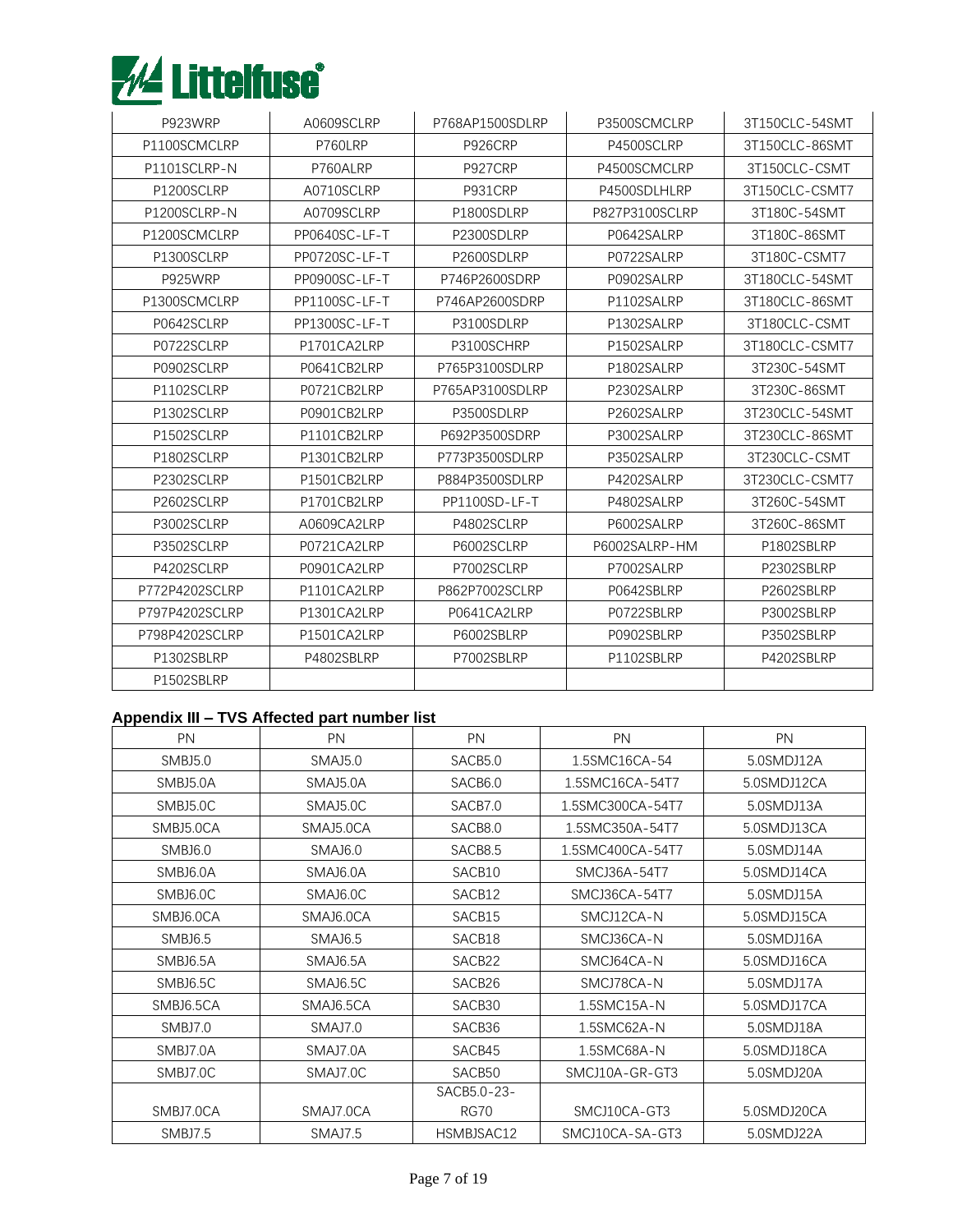| P923WRP | A0609SCLRP | P768AP1500SDLRP | P3500SCMCLRP | 3T150CLC-54SMT |
|---|---|---|---|---|
| P1100SCMCLRP | P760LRP | P926CRP | P4500SCLRP | 3T150CLC-86SMT |
| P1101SCLRP-N | P760ALRP | P927CRP | P4500SCMCLRP | 3T150CLC-CSMT |
| P1200SCLRP | A0710SCLRP | P931CRP | P4500SDLHLRP | 3T150CLC-CSMT7 |
| P1200SCLRP-N | A0709SCLRP | P1800SDLRP | P827P3100SCLRP | 3T180C-54SMT |
| P1200SCMCLRP | PP0640SC-LF-T | P2300SDLRP | P0642SALRP | 3T180C-86SMT |
| P1300SCLRP | PP0720SC-LF-T | P2600SDLRP | P0722SALRP | 3T180C-CSMT7 |
| P925WRP | PP0900SC-LF-T | P746P2600SDRP | P0902SALRP | 3T180CLC-54SMT |
| P1300SCMCLRP | PP1100SC-LF-T | P746AP2600SDRP | P1102SALRP | 3T180CLC-86SMT |
| P0642SCLRP | PP1300SC-LF-T | P3100SDLRP | P1302SALRP | 3T180CLC-CSMT |
| P0722SCLRP | P1701CA2LRP | P3100SCHRP | P1502SALRP | 3T180CLC-CSMT7 |
| P0902SCLRP | P0641CB2LRP | P765P3100SDLRP | P1802SALRP | 3T230C-54SMT |
| P1102SCLRP | P0721CB2LRP | P765AP3100SDLRP | P2302SALRP | 3T230C-86SMT |
| P1302SCLRP | P0901CB2LRP | P3500SDLRP | P2602SALRP | 3T230CLC-54SMT |
| P1502SCLRP | P1101CB2LRP | P692P3500SDRP | P3002SALRP | 3T230CLC-86SMT |
| P1802SCLRP | P1301CB2LRP | P773P3500SDLRP | P3502SALRP | 3T230CLC-CSMT |
| P2302SCLRP | P1501CB2LRP | P884P3500SDLRP | P4202SALRP | 3T230CLC-CSMT7 |
| P2602SCLRP | P1701CB2LRP | PP1100SD-LF-T | P4802SALRP | 3T260C-54SMT |
| P3002SCLRP | A0609CA2LRP | P4802SCLRP | P6002SALRP | 3T260C-86SMT |
| P3502SCLRP | P0721CA2LRP | P6002SCLRP | P6002SALRP-HM | P1802SBLRP |
| P4202SCLRP | P0901CA2LRP | P7002SCLRP | P7002SALRP | P2302SBLRP |
| P772P4202SCLRP | P1101CA2LRP | P862P7002SCLRP | P0642SBLRP | P2602SBLRP |
| P797P4202SCLRP | P1301CA2LRP | P0641CA2LRP | P0722SBLRP | P3002SBLRP |
| P798P4202SCLRP | P1501CA2LRP | P6002SBLRP | P0902SBLRP | P3502SBLRP |
| P1302SBLRP | P4802SBLRP | P7002SBLRP | P1102SBLRP | P4202SBLRP |
| P1502SBLRP | | | | |

## Appendix III – TVS Affected part number list

| PN | PN | PN | PN | PN |
|---|---|---|---|---|
| SMBJ5.0 | SMAJ5.0 | SACB5.0 | 1.5SMC16CA-54 | 5.0SMDJ12A |
| SMBJ5.0A | SMAJ5.0A | SACB6.0 | 1.5SMC16CA-54T7 | 5.0SMDJ12CA |
| SMBJ5.0C | SMAJ5.0C | SACB7.0 | 1.5SMC300CA-54T7 | 5.0SMDJ13A |
| SMBJ5.0CA | SMAJ5.0CA | SACB8.0 | 1.5SMC350A-54T7 | 5.0SMDJ13CA |
| SMBJ6.0 | SMAJ6.0 | SACB8.5 | 1.5SMC400CA-54T7 | 5.0SMDJ14A |
| SMBJ6.0A | SMAJ6.0A | SACB10 | SMCJ36A-54T7 | 5.0SMDJ14CA |
| SMBJ6.0C | SMAJ6.0C | SACB12 | SMCJ36CA-54T7 | 5.0SMDJ15A |
| SMBJ6.0CA | SMAJ6.0CA | SACB15 | SMCJ12CA-N | 5.0SMDJ15CA |
| SMBJ6.5 | SMAJ6.5 | SACB18 | SMCJ36CA-N | 5.0SMDJ16A |
| SMBJ6.5A | SMAJ6.5A | SACB22 | SMCJ64CA-N | 5.0SMDJ16CA |
| SMBJ6.5C | SMAJ6.5C | SACB26 | SMCJ78CA-N | 5.0SMDJ17A |
| SMBJ6.5CA | SMAJ6.5CA | SACB30 | 1.5SMC15A-N | 5.0SMDJ17CA |
| SMBJ7.0 | SMAJ7.0 | SACB36 | 1.5SMC62A-N | 5.0SMDJ18A |
| SMBJ7.0A | SMAJ7.0A | SACB45 | 1.5SMC68A-N | 5.0SMDJ18CA |
| SMBJ7.0C | SMAJ7.0C | SACB50 | SMCJ10A-GR-GT3 | 5.0SMDJ20A |
| SMBJ7.0CA | SMAJ7.0CA | SACB5.0-23-RG70 | SMCJ10CA-GT3 | 5.0SMDJ20CA |
| SMBJ7.5 | SMAJ7.5 | HSMBJSAC12 | SMCJ10CA-SA-GT3 | 5.0SMDJ22A |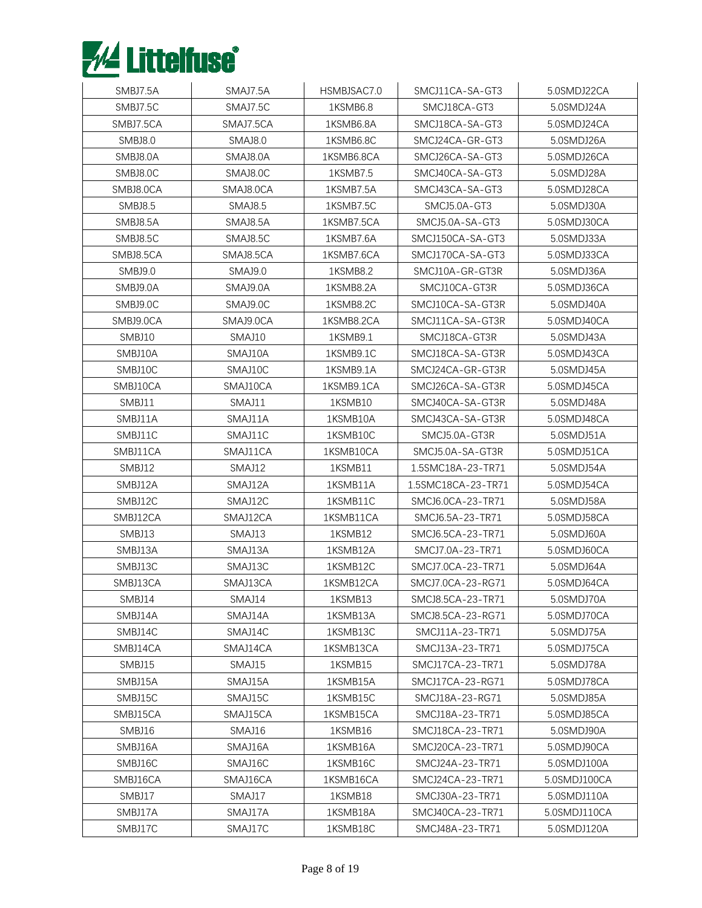| SMBJ7.5A | SMAJ7.5A | HSMBJSAC7.0 | SMCJ11CA-SA-GT3 | 5.0SMDJ22CA |
|---|---|---|---|---|
| SMBJ7.5C | SMAJ7.5C | 1KSMB6.8 | SMCJ18CA-GT3 | 5.0SMDJ24A |
| SMBJ7.5CA | SMAJ7.5CA | 1KSMB6.8A | SMCJ18CA-SA-GT3 | 5.0SMDJ24CA |
| SMBJ8.0 | SMAJ8.0 | 1KSMB6.8C | SMCJ24CA-GR-GT3 | 5.0SMDJ26A |
| SMBJ8.0A | SMAJ8.0A | 1KSMB6.8CA | SMCJ26CA-SA-GT3 | 5.0SMDJ26CA |
| SMBJ8.0C | SMAJ8.0C | 1KSMB7.5 | SMCJ40CA-SA-GT3 | 5.0SMDJ28A |
| SMBJ8.0CA | SMAJ8.0CA | 1KSMB7.5A | SMCJ43CA-SA-GT3 | 5.0SMDJ28CA |
| SMBJ8.5 | SMAJ8.5 | 1KSMB7.5C | SMCJ5.0A-GT3 | 5.0SMDJ30A |
| SMBJ8.5A | SMAJ8.5A | 1KSMB7.5CA | SMCJ5.0A-SA-GT3 | 5.0SMDJ30CA |
| SMBJ8.5C | SMAJ8.5C | 1KSMB7.6A | SMCJ150CA-SA-GT3 | 5.0SMDJ33A |
| SMBJ8.5CA | SMAJ8.5CA | 1KSMB7.6CA | SMCJ170CA-SA-GT3 | 5.0SMDJ33CA |
| SMBJ9.0 | SMAJ9.0 | 1KSMB8.2 | SMCJ10A-GR-GT3R | 5.0SMDJ36A |
| SMBJ9.0A | SMAJ9.0A | 1KSMB8.2A | SMCJ10CA-GT3R | 5.0SMDJ36CA |
| SMBJ9.0C | SMAJ9.0C | 1KSMB8.2C | SMCJ10CA-SA-GT3R | 5.0SMDJ40A |
| SMBJ9.0CA | SMAJ9.0CA | 1KSMB8.2CA | SMCJ11CA-SA-GT3R | 5.0SMDJ40CA |
| SMBJ10 | SMAJ10 | 1KSMB9.1 | SMCJ18CA-GT3R | 5.0SMDJ43A |
| SMBJ10A | SMAJ10A | 1KSMB9.1C | SMCJ18CA-SA-GT3R | 5.0SMDJ43CA |
| SMBJ10C | SMAJ10C | 1KSMB9.1A | SMCJ24CA-GR-GT3R | 5.0SMDJ45A |
| SMBJ10CA | SMAJ10CA | 1KSMB9.1CA | SMCJ26CA-SA-GT3R | 5.0SMDJ45CA |
| SMBJ11 | SMAJ11 | 1KSMB10 | SMCJ40CA-SA-GT3R | 5.0SMDJ48A |
| SMBJ11A | SMAJ11A | 1KSMB10A | SMCJ43CA-SA-GT3R | 5.0SMDJ48CA |
| SMBJ11C | SMAJ11C | 1KSMB10C | SMCJ5.0A-GT3R | 5.0SMDJ51A |
| SMBJ11CA | SMAJ11CA | 1KSMB10CA | SMCJ5.0A-SA-GT3R | 5.0SMDJ51CA |
| SMBJ12 | SMAJ12 | 1KSMB11 | 1.5SMC18A-23-TR71 | 5.0SMDJ54A |
| SMBJ12A | SMAJ12A | 1KSMB11A | 1.5SMC18CA-23-TR71 | 5.0SMDJ54CA |
| SMBJ12C | SMAJ12C | 1KSMB11C | SMCJ6.0CA-23-TR71 | 5.0SMDJ58A |
| SMBJ12CA | SMAJ12CA | 1KSMB11CA | SMCJ6.5A-23-TR71 | 5.0SMDJ58CA |
| SMBJ13 | SMAJ13 | 1KSMB12 | SMCJ6.5CA-23-TR71 | 5.0SMDJ60A |
| SMBJ13A | SMAJ13A | 1KSMB12A | SMCJ7.0A-23-TR71 | 5.0SMDJ60CA |
| SMBJ13C | SMAJ13C | 1KSMB12C | SMCJ7.0CA-23-TR71 | 5.0SMDJ64A |
| SMBJ13CA | SMAJ13CA | 1KSMB12CA | SMCJ7.0CA-23-RG71 | 5.0SMDJ64CA |
| SMBJ14 | SMAJ14 | 1KSMB13 | SMCJ8.5CA-23-TR71 | 5.0SMDJ70A |
| SMBJ14A | SMAJ14A | 1KSMB13A | SMCJ8.5CA-23-RG71 | 5.0SMDJ70CA |
| SMBJ14C | SMAJ14C | 1KSMB13C | SMCJ11A-23-TR71 | 5.0SMDJ75A |
| SMBJ14CA | SMAJ14CA | 1KSMB13CA | SMCJ13A-23-TR71 | 5.0SMDJ75CA |
| SMBJ15 | SMAJ15 | 1KSMB15 | SMCJ17CA-23-TR71 | 5.0SMDJ78A |
| SMBJ15A | SMAJ15A | 1KSMB15A | SMCJ17CA-23-RG71 | 5.0SMDJ78CA |
| SMBJ15C | SMAJ15C | 1KSMB15C | SMCJ18A-23-RG71 | 5.0SMDJ85A |
| SMBJ15CA | SMAJ15CA | 1KSMB15CA | SMCJ18A-23-TR71 | 5.0SMDJ85CA |
| SMBJ16 | SMAJ16 | 1KSMB16 | SMCJ18CA-23-TR71 | 5.0SMDJ90A |
| SMBJ16A | SMAJ16A | 1KSMB16A | SMCJ20CA-23-TR71 | 5.0SMDJ90CA |
| SMBJ16C | SMAJ16C | 1KSMB16C | SMCJ24A-23-TR71 | 5.0SMDJ100A |
| SMBJ16CA | SMAJ16CA | 1KSMB16CA | SMCJ24CA-23-TR71 | 5.0SMDJ100CA |
| SMBJ17 | SMAJ17 | 1KSMB18 | SMCJ30A-23-TR71 | 5.0SMDJ110A |
| SMBJ17A | SMAJ17A | 1KSMB18A | SMCJ40CA-23-TR71 | 5.0SMDJ110CA |
| SMBJ17C | SMAJ17C | 1KSMB18C | SMCJ48A-23-TR71 | 5.0SMDJ120A |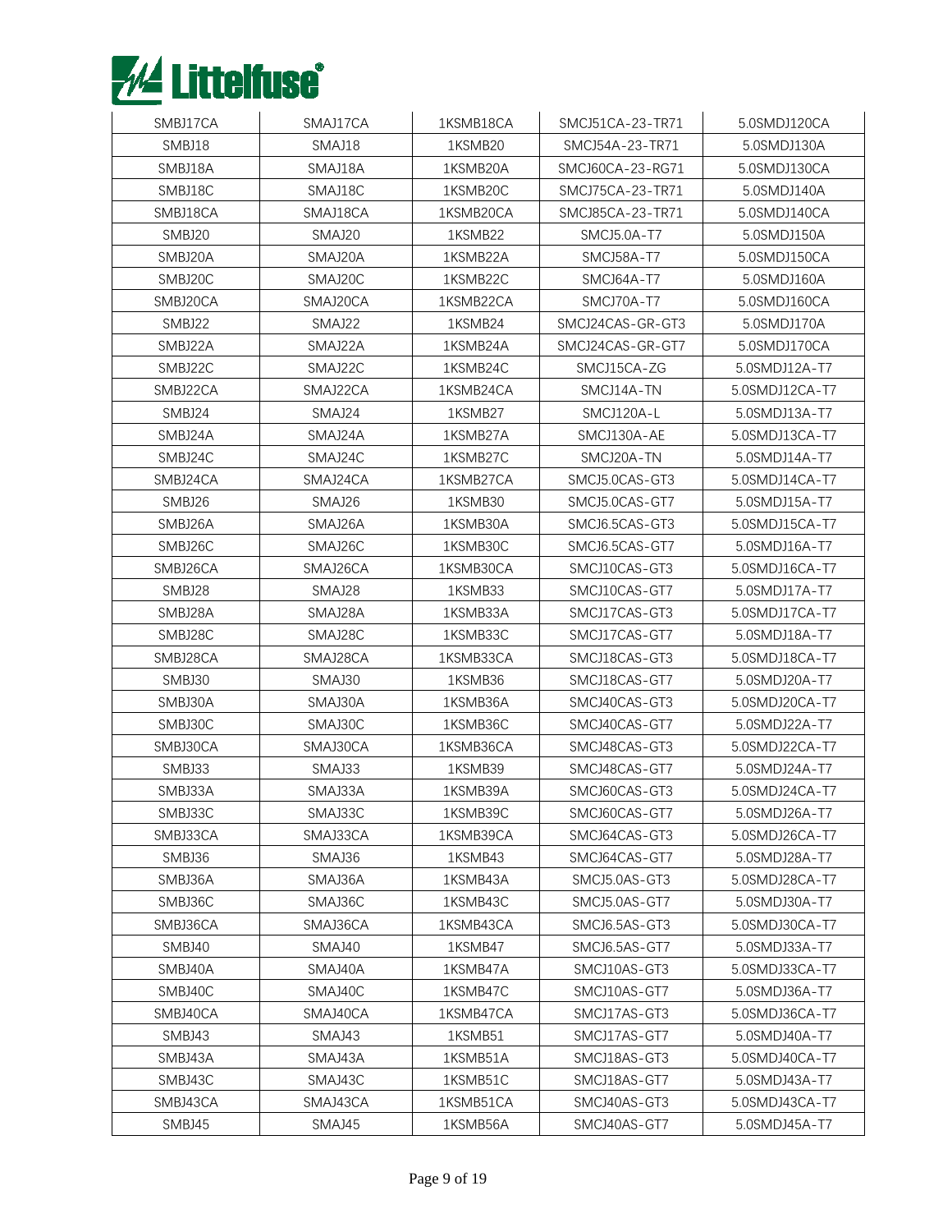| SMBJ17CA | SMAJ17CA | 1KSMB18CA | SMCJ51CA-23-TR71 | 5.0SMDJ120CA |
|---|---|---|---|---|
| SMBJ18 | SMAJ18 | 1KSMB20 | SMCJ54A-23-TR71 | 5.0SMDJ130A |
| SMBJ18A | SMAJ18A | 1KSMB20A | SMCJ60CA-23-RG71 | 5.0SMDJ130CA |
| SMBJ18C | SMAJ18C | 1KSMB20C | SMCJ75CA-23-TR71 | 5.0SMDJ140A |
| SMBJ18CA | SMAJ18CA | 1KSMB20CA | SMCJ85CA-23-TR71 | 5.0SMDJ140CA |
| SMBJ20 | SMAJ20 | 1KSMB22 | SMCJ5.0A-T7 | 5.0SMDJ150A |
| SMBJ20A | SMAJ20A | 1KSMB22A | SMCJ58A-T7 | 5.0SMDJ150CA |
| SMBJ20C | SMAJ20C | 1KSMB22C | SMCJ64A-T7 | 5.0SMDJ160A |
| SMBJ20CA | SMAJ20CA | 1KSMB22CA | SMCJ70A-T7 | 5.0SMDJ160CA |
| SMBJ22 | SMAJ22 | 1KSMB24 | SMCJ24CAS-GR-GT3 | 5.0SMDJ170A |
| SMBJ22A | SMAJ22A | 1KSMB24A | SMCJ24CAS-GR-GT7 | 5.0SMDJ170CA |
| SMBJ22C | SMAJ22C | 1KSMB24C | SMCJ15CA-ZG | 5.0SMDJ12A-T7 |
| SMBJ22CA | SMAJ22CA | 1KSMB24CA | SMCJ14A-TN | 5.0SMDJ12CA-T7 |
| SMBJ24 | SMAJ24 | 1KSMB27 | SMCJ120A-L | 5.0SMDJ13A-T7 |
| SMBJ24A | SMAJ24A | 1KSMB27A | SMCJ130A-AE | 5.0SMDJ13CA-T7 |
| SMBJ24C | SMAJ24C | 1KSMB27C | SMCJ20A-TN | 5.0SMDJ14A-T7 |
| SMBJ24CA | SMAJ24CA | 1KSMB27CA | SMCJ5.0CAS-GT3 | 5.0SMDJ14CA-T7 |
| SMBJ26 | SMAJ26 | 1KSMB30 | SMCJ5.0CAS-GT7 | 5.0SMDJ15A-T7 |
| SMBJ26A | SMAJ26A | 1KSMB30A | SMCJ6.5CAS-GT3 | 5.0SMDJ15CA-T7 |
| SMBJ26C | SMAJ26C | 1KSMB30C | SMCJ6.5CAS-GT7 | 5.0SMDJ16A-T7 |
| SMBJ26CA | SMAJ26CA | 1KSMB30CA | SMCJ10CAS-GT3 | 5.0SMDJ16CA-T7 |
| SMBJ28 | SMAJ28 | 1KSMB33 | SMCJ10CAS-GT7 | 5.0SMDJ17A-T7 |
| SMBJ28A | SMAJ28A | 1KSMB33A | SMCJ17CAS-GT3 | 5.0SMDJ17CA-T7 |
| SMBJ28C | SMAJ28C | 1KSMB33C | SMCJ17CAS-GT7 | 5.0SMDJ18A-T7 |
| SMBJ28CA | SMAJ28CA | 1KSMB33CA | SMCJ18CAS-GT3 | 5.0SMDJ18CA-T7 |
| SMBJ30 | SMAJ30 | 1KSMB36 | SMCJ18CAS-GT7 | 5.0SMDJ20A-T7 |
| SMBJ30A | SMAJ30A | 1KSMB36A | SMCJ40CAS-GT3 | 5.0SMDJ20CA-T7 |
| SMBJ30C | SMAJ30C | 1KSMB36C | SMCJ40CAS-GT7 | 5.0SMDJ22A-T7 |
| SMBJ30CA | SMAJ30CA | 1KSMB36CA | SMCJ48CAS-GT3 | 5.0SMDJ22CA-T7 |
| SMBJ33 | SMAJ33 | 1KSMB39 | SMCJ48CAS-GT7 | 5.0SMDJ24A-T7 |
| SMBJ33A | SMAJ33A | 1KSMB39A | SMCJ60CAS-GT3 | 5.0SMDJ24CA-T7 |
| SMBJ33C | SMAJ33C | 1KSMB39C | SMCJ60CAS-GT7 | 5.0SMDJ26A-T7 |
| SMBJ33CA | SMAJ33CA | 1KSMB39CA | SMCJ64CAS-GT3 | 5.0SMDJ26CA-T7 |
| SMBJ36 | SMAJ36 | 1KSMB43 | SMCJ64CAS-GT7 | 5.0SMDJ28A-T7 |
| SMBJ36A | SMAJ36A | 1KSMB43A | SMCJ5.0AS-GT3 | 5.0SMDJ28CA-T7 |
| SMBJ36C | SMAJ36C | 1KSMB43C | SMCJ5.0AS-GT7 | 5.0SMDJ30A-T7 |
| SMBJ36CA | SMAJ36CA | 1KSMB43CA | SMCJ6.5AS-GT3 | 5.0SMDJ30CA-T7 |
| SMBJ40 | SMAJ40 | 1KSMB47 | SMCJ6.5AS-GT7 | 5.0SMDJ33A-T7 |
| SMBJ40A | SMAJ40A | 1KSMB47A | SMCJ10AS-GT3 | 5.0SMDJ33CA-T7 |
| SMBJ40C | SMAJ40C | 1KSMB47C | SMCJ10AS-GT7 | 5.0SMDJ36A-T7 |
| SMBJ40CA | SMAJ40CA | 1KSMB47CA | SMCJ17AS-GT3 | 5.0SMDJ36CA-T7 |
| SMBJ43 | SMAJ43 | 1KSMB51 | SMCJ17AS-GT7 | 5.0SMDJ40A-T7 |
| SMBJ43A | SMAJ43A | 1KSMB51A | SMCJ18AS-GT3 | 5.0SMDJ40CA-T7 |
| SMBJ43C | SMAJ43C | 1KSMB51C | SMCJ18AS-GT7 | 5.0SMDJ43A-T7 |
| SMBJ43CA | SMAJ43CA | 1KSMB51CA | SMCJ40AS-GT3 | 5.0SMDJ43CA-T7 |
| SMBJ45 | SMAJ45 | 1KSMB56A | SMCJ40AS-GT7 | 5.0SMDJ45A-T7 |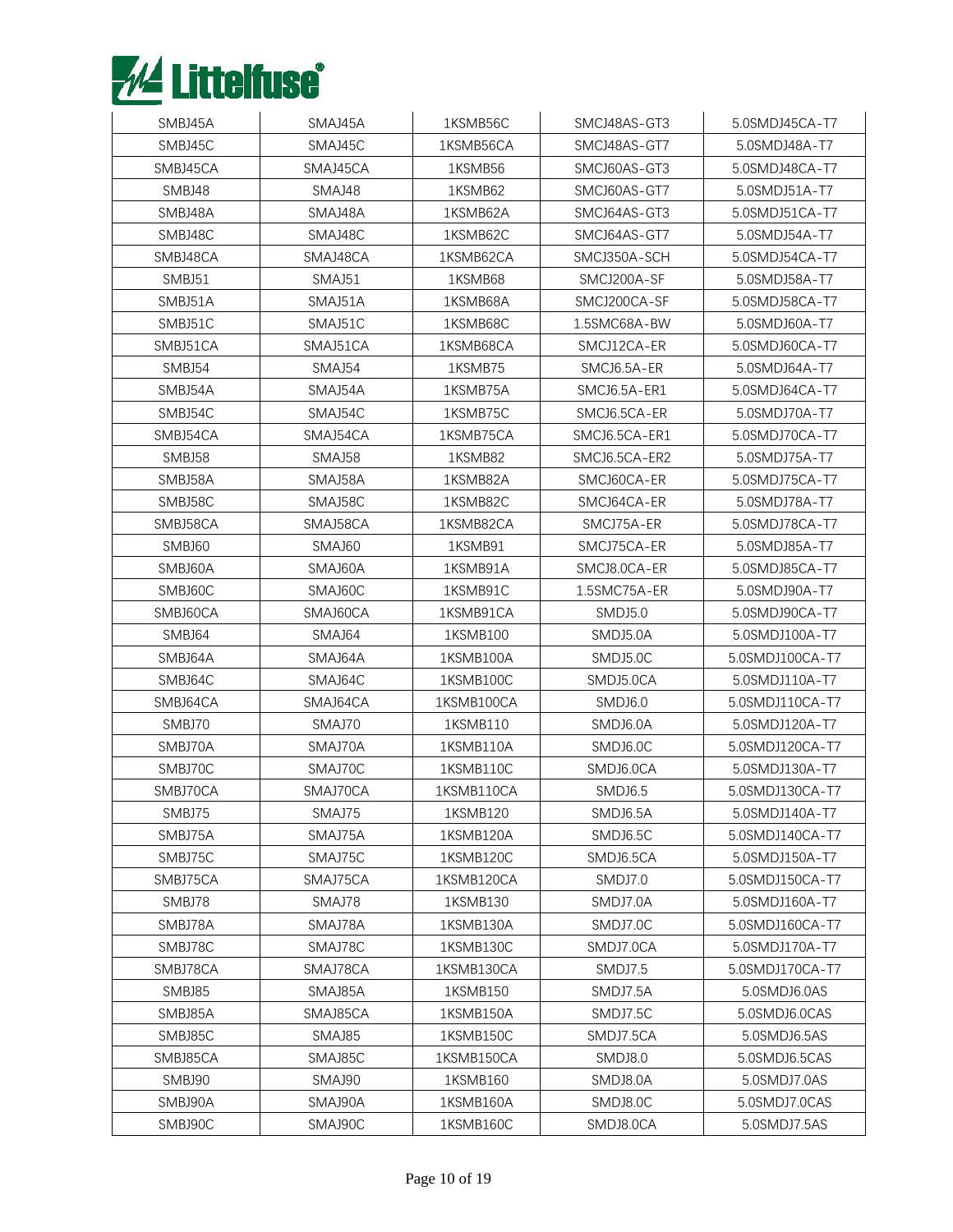| SMBJ45A | SMAJ45A | 1KSMB56C | SMCJ48AS-GT3 | 5.0SMDJ45CA-T7 |
|---|---|---|---|---|
| SMBJ45C | SMAJ45C | 1KSMB56CA | SMCJ48AS-GT7 | 5.0SMDJ48A-T7 |
| SMBJ45CA | SMAJ45CA | 1KSMB56 | SMCJ60AS-GT3 | 5.0SMDJ48CA-T7 |
| SMBJ48 | SMAJ48 | 1KSMB62 | SMCJ60AS-GT7 | 5.0SMDJ51A-T7 |
| SMBJ48A | SMAJ48A | 1KSMB62A | SMCJ64AS-GT3 | 5.0SMDJ51CA-T7 |
| SMBJ48C | SMAJ48C | 1KSMB62C | SMCJ64AS-GT7 | 5.0SMDJ54A-T7 |
| SMBJ48CA | SMAJ48CA | 1KSMB62CA | SMCJ350A-SCH | 5.0SMDJ54CA-T7 |
| SMBJ51 | SMAJ51 | 1KSMB68 | SMCJ200A-SF | 5.0SMDJ58A-T7 |
| SMBJ51A | SMAJ51A | 1KSMB68A | SMCJ200CA-SF | 5.0SMDJ58CA-T7 |
| SMBJ51C | SMAJ51C | 1KSMB68C | 1.5SMC68A-BW | 5.0SMDJ60A-T7 |
| SMBJ51CA | SMAJ51CA | 1KSMB68CA | SMCJ12CA-ER | 5.0SMDJ60CA-T7 |
| SMBJ54 | SMAJ54 | 1KSMB75 | SMCJ6.5A-ER | 5.0SMDJ64A-T7 |
| SMBJ54A | SMAJ54A | 1KSMB75A | SMCJ6.5A-ER1 | 5.0SMDJ64CA-T7 |
| SMBJ54C | SMAJ54C | 1KSMB75C | SMCJ6.5CA-ER | 5.0SMDJ70A-T7 |
| SMBJ54CA | SMAJ54CA | 1KSMB75CA | SMCJ6.5CA-ER1 | 5.0SMDJ70CA-T7 |
| SMBJ58 | SMAJ58 | 1KSMB82 | SMCJ6.5CA-ER2 | 5.0SMDJ75A-T7 |
| SMBJ58A | SMAJ58A | 1KSMB82A | SMCJ60CA-ER | 5.0SMDJ75CA-T7 |
| SMBJ58C | SMAJ58C | 1KSMB82C | SMCJ64CA-ER | 5.0SMDJ78A-T7 |
| SMBJ58CA | SMAJ58CA | 1KSMB82CA | SMCJ75A-ER | 5.0SMDJ78CA-T7 |
| SMBJ60 | SMAJ60 | 1KSMB91 | SMCJ75CA-ER | 5.0SMDJ85A-T7 |
| SMBJ60A | SMAJ60A | 1KSMB91A | SMCJ8.0CA-ER | 5.0SMDJ85CA-T7 |
| SMBJ60C | SMAJ60C | 1KSMB91C | 1.5SMC75A-ER | 5.0SMDJ90A-T7 |
| SMBJ60CA | SMAJ60CA | 1KSMB91CA | SMDJ5.0 | 5.0SMDJ90CA-T7 |
| SMBJ64 | SMAJ64 | 1KSMB100 | SMDJ5.0A | 5.0SMDJ100A-T7 |
| SMBJ64A | SMAJ64A | 1KSMB100A | SMDJ5.0C | 5.0SMDJ100CA-T7 |
| SMBJ64C | SMAJ64C | 1KSMB100C | SMDJ5.0CA | 5.0SMDJ110A-T7 |
| SMBJ64CA | SMAJ64CA | 1KSMB100CA | SMDJ6.0 | 5.0SMDJ110CA-T7 |
| SMBJ70 | SMAJ70 | 1KSMB110 | SMDJ6.0A | 5.0SMDJ120A-T7 |
| SMBJ70A | SMAJ70A | 1KSMB110A | SMDJ6.0C | 5.0SMDJ120CA-T7 |
| SMBJ70C | SMAJ70C | 1KSMB110C | SMDJ6.0CA | 5.0SMDJ130A-T7 |
| SMBJ70CA | SMAJ70CA | 1KSMB110CA | SMDJ6.5 | 5.0SMDJ130CA-T7 |
| SMBJ75 | SMAJ75 | 1KSMB120 | SMDJ6.5A | 5.0SMDJ140A-T7 |
| SMBJ75A | SMAJ75A | 1KSMB120A | SMDJ6.5C | 5.0SMDJ140CA-T7 |
| SMBJ75C | SMAJ75C | 1KSMB120C | SMDJ6.5CA | 5.0SMDJ150A-T7 |
| SMBJ75CA | SMAJ75CA | 1KSMB120CA | SMDJ7.0 | 5.0SMDJ150CA-T7 |
| SMBJ78 | SMAJ78 | 1KSMB130 | SMDJ7.0A | 5.0SMDJ160A-T7 |
| SMBJ78A | SMAJ78A | 1KSMB130A | SMDJ7.0C | 5.0SMDJ160CA-T7 |
| SMBJ78C | SMAJ78C | 1KSMB130C | SMDJ7.0CA | 5.0SMDJ170A-T7 |
| SMBJ78CA | SMAJ78CA | 1KSMB130CA | SMDJ7.5 | 5.0SMDJ170CA-T7 |
| SMBJ85 | SMAJ85A | 1KSMB150 | SMDJ7.5A | 5.0SMDJ6.0AS |
| SMBJ85A | SMAJ85CA | 1KSMB150A | SMDJ7.5C | 5.0SMDJ6.0CAS |
| SMBJ85C | SMAJ85 | 1KSMB150C | SMDJ7.5CA | 5.0SMDJ6.5AS |
| SMBJ85CA | SMAJ85C | 1KSMB150CA | SMDJ8.0 | 5.0SMDJ6.5CAS |
| SMBJ90 | SMAJ90 | 1KSMB160 | SMDJ8.0A | 5.0SMDJ7.0AS |
| SMBJ90A | SMAJ90A | 1KSMB160A | SMDJ8.0C | 5.0SMDJ7.0CAS |
| SMBJ90C | SMAJ90C | 1KSMB160C | SMDJ8.0CA | 5.0SMDJ7.5AS |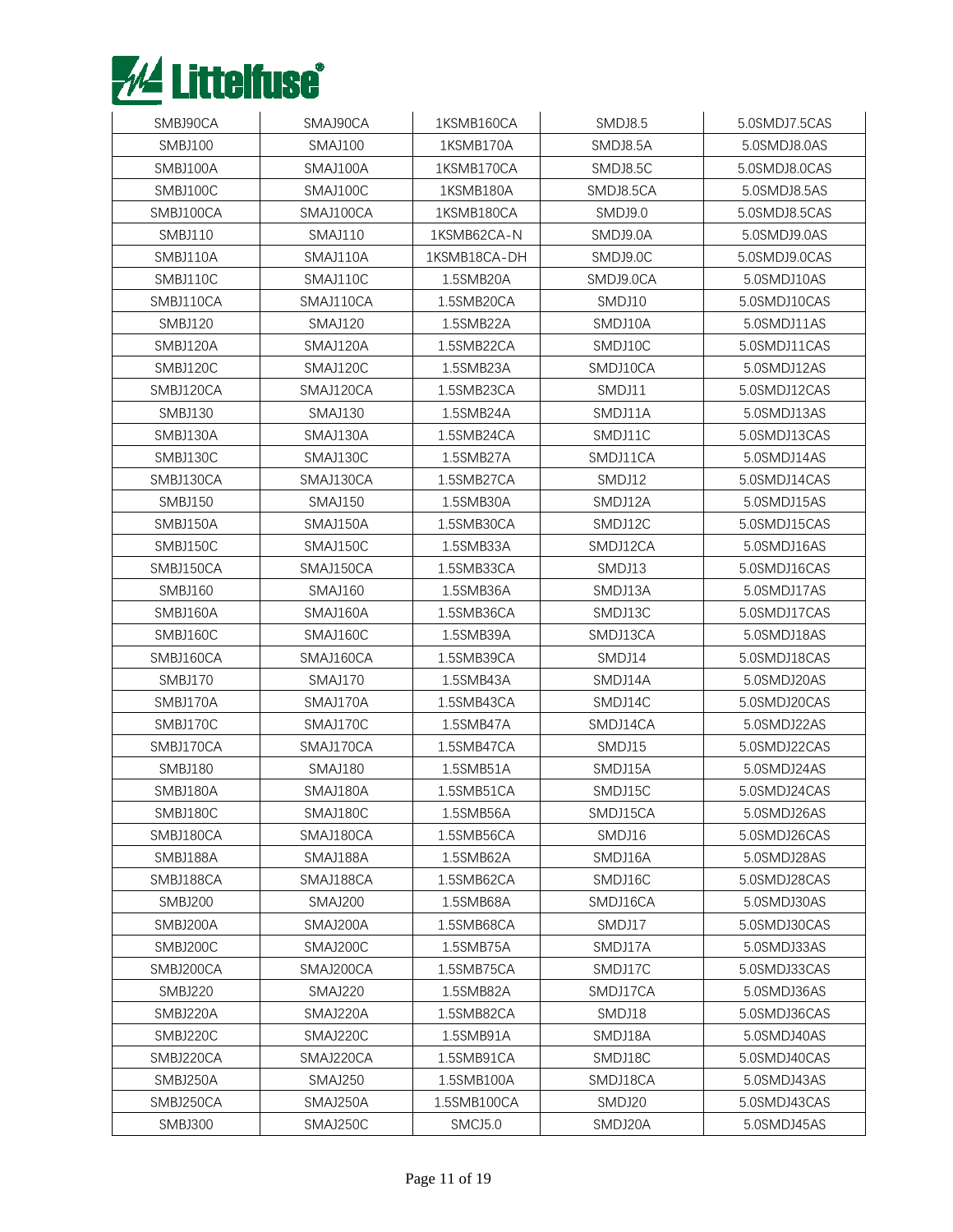| SMBJ90CA | SMAJ90CA | 1KSMB160CA | SMDJ8.5 | 5.0SMDJ7.5CAS |
|---|---|---|---|---|
| SMBJ100 | SMAJ100 | 1KSMB170A | SMDJ8.5A | 5.0SMDJ8.0AS |
| SMBJ100A | SMAJ100A | 1KSMB170CA | SMDJ8.5C | 5.0SMDJ8.0CAS |
| SMBJ100C | SMAJ100C | 1KSMB180A | SMDJ8.5CA | 5.0SMDJ8.5AS |
| SMBJ100CA | SMAJ100CA | 1KSMB180CA | SMDJ9.0 | 5.0SMDJ8.5CAS |
| SMBJ110 | SMAJ110 | 1KSMB62CA-N | SMDJ9.0A | 5.0SMDJ9.0AS |
| SMBJ110A | SMAJ110A | 1KSMB18CA-DH | SMDJ9.0C | 5.0SMDJ9.0CAS |
| SMBJ110C | SMAJ110C | 1.5SMB20A | SMDJ9.0CA | 5.0SMDJ10AS |
| SMBJ110CA | SMAJ110CA | 1.5SMB20CA | SMDJ10 | 5.0SMDJ10CAS |
| SMBJ120 | SMAJ120 | 1.5SMB22A | SMDJ10A | 5.0SMDJ11AS |
| SMBJ120A | SMAJ120A | 1.5SMB22CA | SMDJ10C | 5.0SMDJ11CAS |
| SMBJ120C | SMAJ120C | 1.5SMB23A | SMDJ10CA | 5.0SMDJ12AS |
| SMBJ120CA | SMAJ120CA | 1.5SMB23CA | SMDJ11 | 5.0SMDJ12CAS |
| SMBJ130 | SMAJ130 | 1.5SMB24A | SMDJ11A | 5.0SMDJ13AS |
| SMBJ130A | SMAJ130A | 1.5SMB24CA | SMDJ11C | 5.0SMDJ13CAS |
| SMBJ130C | SMAJ130C | 1.5SMB27A | SMDJ11CA | 5.0SMDJ14AS |
| SMBJ130CA | SMAJ130CA | 1.5SMB27CA | SMDJ12 | 5.0SMDJ14CAS |
| SMBJ150 | SMAJ150 | 1.5SMB30A | SMDJ12A | 5.0SMDJ15AS |
| SMBJ150A | SMAJ150A | 1.5SMB30CA | SMDJ12C | 5.0SMDJ15CAS |
| SMBJ150C | SMAJ150C | 1.5SMB33A | SMDJ12CA | 5.0SMDJ16AS |
| SMBJ150CA | SMAJ150CA | 1.5SMB33CA | SMDJ13 | 5.0SMDJ16CAS |
| SMBJ160 | SMAJ160 | 1.5SMB36A | SMDJ13A | 5.0SMDJ17AS |
| SMBJ160A | SMAJ160A | 1.5SMB36CA | SMDJ13C | 5.0SMDJ17CAS |
| SMBJ160C | SMAJ160C | 1.5SMB39A | SMDJ13CA | 5.0SMDJ18AS |
| SMBJ160CA | SMAJ160CA | 1.5SMB39CA | SMDJ14 | 5.0SMDJ18CAS |
| SMBJ170 | SMAJ170 | 1.5SMB43A | SMDJ14A | 5.0SMDJ20AS |
| SMBJ170A | SMAJ170A | 1.5SMB43CA | SMDJ14C | 5.0SMDJ20CAS |
| SMBJ170C | SMAJ170C | 1.5SMB47A | SMDJ14CA | 5.0SMDJ22AS |
| SMBJ170CA | SMAJ170CA | 1.5SMB47CA | SMDJ15 | 5.0SMDJ22CAS |
| SMBJ180 | SMAJ180 | 1.5SMB51A | SMDJ15A | 5.0SMDJ24AS |
| SMBJ180A | SMAJ180A | 1.5SMB51CA | SMDJ15C | 5.0SMDJ24CAS |
| SMBJ180C | SMAJ180C | 1.5SMB56A | SMDJ15CA | 5.0SMDJ26AS |
| SMBJ180CA | SMAJ180CA | 1.5SMB56CA | SMDJ16 | 5.0SMDJ26CAS |
| SMBJ188A | SMAJ188A | 1.5SMB62A | SMDJ16A | 5.0SMDJ28AS |
| SMBJ188CA | SMAJ188CA | 1.5SMB62CA | SMDJ16C | 5.0SMDJ28CAS |
| SMBJ200 | SMAJ200 | 1.5SMB68A | SMDJ16CA | 5.0SMDJ30AS |
| SMBJ200A | SMAJ200A | 1.5SMB68CA | SMDJ17 | 5.0SMDJ30CAS |
| SMBJ200C | SMAJ200C | 1.5SMB75A | SMDJ17A | 5.0SMDJ33AS |
| SMBJ200CA | SMAJ200CA | 1.5SMB75CA | SMDJ17C | 5.0SMDJ33CAS |
| SMBJ220 | SMAJ220 | 1.5SMB82A | SMDJ17CA | 5.0SMDJ36AS |
| SMBJ220A | SMAJ220A | 1.5SMB82CA | SMDJ18 | 5.0SMDJ36CAS |
| SMBJ220C | SMAJ220C | 1.5SMB91A | SMDJ18A | 5.0SMDJ40AS |
| SMBJ220CA | SMAJ220CA | 1.5SMB91CA | SMDJ18C | 5.0SMDJ40CAS |
| SMBJ250A | SMAJ250 | 1.5SMB100A | SMDJ18CA | 5.0SMDJ43AS |
| SMBJ250CA | SMAJ250A | 1.5SMB100CA | SMDJ20 | 5.0SMDJ43CAS |
| SMBJ300 | SMAJ250C | SMCJ5.0 | SMDJ20A | 5.0SMDJ45AS |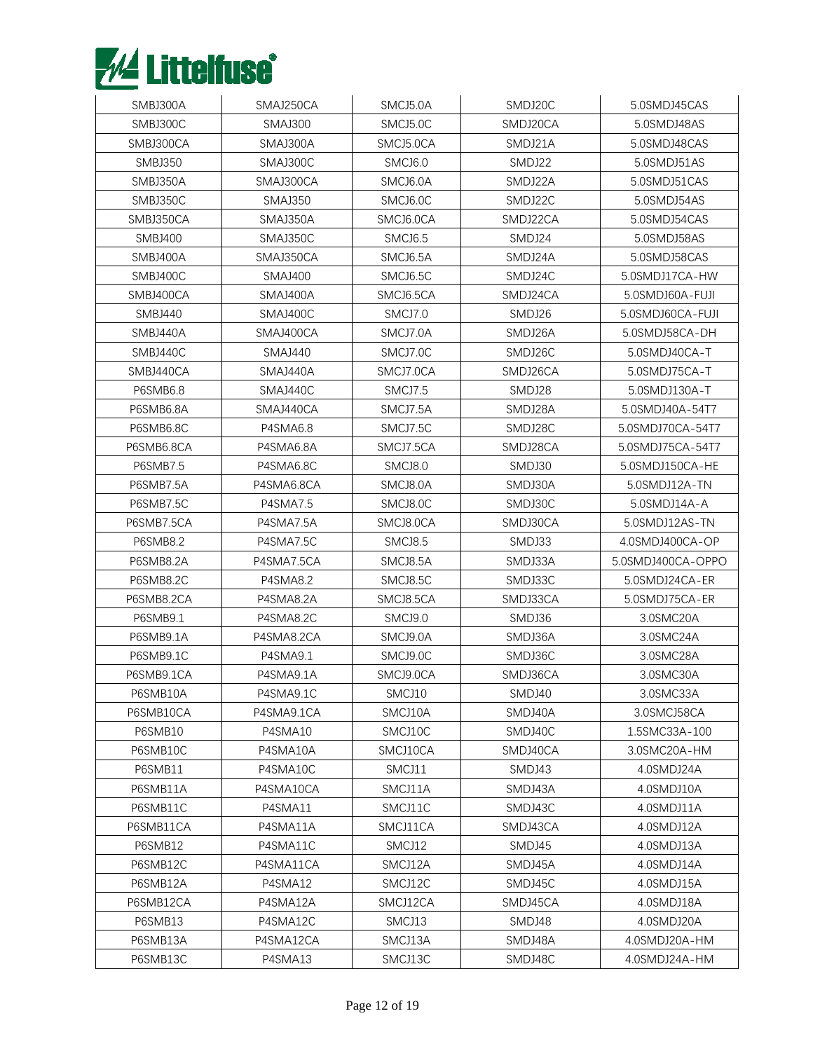| SMBJ300A | SMAJ250CA | SMCJ5.0A | SMDJ20C | 5.0SMDJ45CAS |
|---|---|---|---|---|
| SMBJ300C | SMAJ300 | SMCJ5.0C | SMDJ20CA | 5.0SMDJ48AS |
| SMBJ300CA | SMAJ300A | SMCJ5.0CA | SMDJ21A | 5.0SMDJ48CAS |
| SMBJ350 | SMAJ300C | SMCJ6.0 | SMDJ22 | 5.0SMDJ51AS |
| SMBJ350A | SMAJ300CA | SMCJ6.0A | SMDJ22A | 5.0SMDJ51CAS |
| SMBJ350C | SMAJ350 | SMCJ6.0C | SMDJ22C | 5.0SMDJ54AS |
| SMBJ350CA | SMAJ350A | SMCJ6.0CA | SMDJ22CA | 5.0SMDJ54CAS |
| SMBJ400 | SMAJ350C | SMCJ6.5 | SMDJ24 | 5.0SMDJ58AS |
| SMBJ400A | SMAJ350CA | SMCJ6.5A | SMDJ24A | 5.0SMDJ58CAS |
| SMBJ400C | SMAJ400 | SMCJ6.5C | SMDJ24C | 5.0SMDJ17CA-HW |
| SMBJ400CA | SMAJ400A | SMCJ6.5CA | SMDJ24CA | 5.0SMDJ60A-FUJI |
| SMBJ440 | SMAJ400C | SMCJ7.0 | SMDJ26 | 5.0SMDJ60CA-FUJI |
| SMBJ440A | SMAJ400CA | SMCJ7.0A | SMDJ26A | 5.0SMDJ58CA-DH |
| SMBJ440C | SMAJ440 | SMCJ7.0C | SMDJ26C | 5.0SMDJ40CA-T |
| SMBJ440CA | SMAJ440A | SMCJ7.0CA | SMDJ26CA | 5.0SMDJ75CA-T |
| P6SMB6.8 | SMAJ440C | SMCJ7.5 | SMDJ28 | 5.0SMDJ130A-T |
| P6SMB6.8A | SMAJ440CA | SMCJ7.5A | SMDJ28A | 5.0SMDJ40A-54T7 |
| P6SMB6.8C | P4SMA6.8 | SMCJ7.5C | SMDJ28C | 5.0SMDJ70CA-54T7 |
| P6SMB6.8CA | P4SMA6.8A | SMCJ7.5CA | SMDJ28CA | 5.0SMDJ75CA-54T7 |
| P6SMB7.5 | P4SMA6.8C | SMCJ8.0 | SMDJ30 | 5.0SMDJ150CA-HE |
| P6SMB7.5A | P4SMA6.8CA | SMCJ8.0A | SMDJ30A | 5.0SMDJ12A-TN |
| P6SMB7.5C | P4SMA7.5 | SMCJ8.0C | SMDJ30C | 5.0SMDJ14A-A |
| P6SMB7.5CA | P4SMA7.5A | SMCJ8.0CA | SMDJ30CA | 5.0SMDJ12AS-TN |
| P6SMB8.2 | P4SMA7.5C | SMCJ8.5 | SMDJ33 | 4.0SMDJ400CA-OP |
| P6SMB8.2A | P4SMA7.5CA | SMCJ8.5A | SMDJ33A | 5.0SMDJ400CA-OPPO |
| P6SMB8.2C | P4SMA8.2 | SMCJ8.5C | SMDJ33C | 5.0SMDJ24CA-ER |
| P6SMB8.2CA | P4SMA8.2A | SMCJ8.5CA | SMDJ33CA | 5.0SMDJ75CA-ER |
| P6SMB9.1 | P4SMA8.2C | SMCJ9.0 | SMDJ36 | 3.0SMC20A |
| P6SMB9.1A | P4SMA8.2CA | SMCJ9.0A | SMDJ36A | 3.0SMC24A |
| P6SMB9.1C | P4SMA9.1 | SMCJ9.0C | SMDJ36C | 3.0SMC28A |
| P6SMB9.1CA | P4SMA9.1A | SMCJ9.0CA | SMDJ36CA | 3.0SMC30A |
| P6SMB10A | P4SMA9.1C | SMCJ10 | SMDJ40 | 3.0SMC33A |
| P6SMB10CA | P4SMA9.1CA | SMCJ10A | SMDJ40A | 3.0SMCJ58CA |
| P6SMB10 | P4SMA10 | SMCJ10C | SMDJ40C | 1.5SMC33A-100 |
| P6SMB10C | P4SMA10A | SMCJ10CA | SMDJ40CA | 3.0SMC20A-HM |
| P6SMB11 | P4SMA10C | SMCJ11 | SMDJ43 | 4.0SMDJ24A |
| P6SMB11A | P4SMA10CA | SMCJ11A | SMDJ43A | 4.0SMDJ10A |
| P6SMB11C | P4SMA11 | SMCJ11C | SMDJ43C | 4.0SMDJ11A |
| P6SMB11CA | P4SMA11A | SMCJ11CA | SMDJ43CA | 4.0SMDJ12A |
| P6SMB12 | P4SMA11C | SMCJ12 | SMDJ45 | 4.0SMDJ13A |
| P6SMB12C | P4SMA11CA | SMCJ12A | SMDJ45A | 4.0SMDJ14A |
| P6SMB12A | P4SMA12 | SMCJ12C | SMDJ45C | 4.0SMDJ15A |
| P6SMB12CA | P4SMA12A | SMCJ12CA | SMDJ45CA | 4.0SMDJ18A |
| P6SMB13 | P4SMA12C | SMCJ13 | SMDJ48 | 4.0SMDJ20A |
| P6SMB13A | P4SMA12CA | SMCJ13A | SMDJ48A | 4.0SMDJ20A-HM |
| P6SMB13C | P4SMA13 | SMCJ13C | SMDJ48C | 4.0SMDJ24A-HM |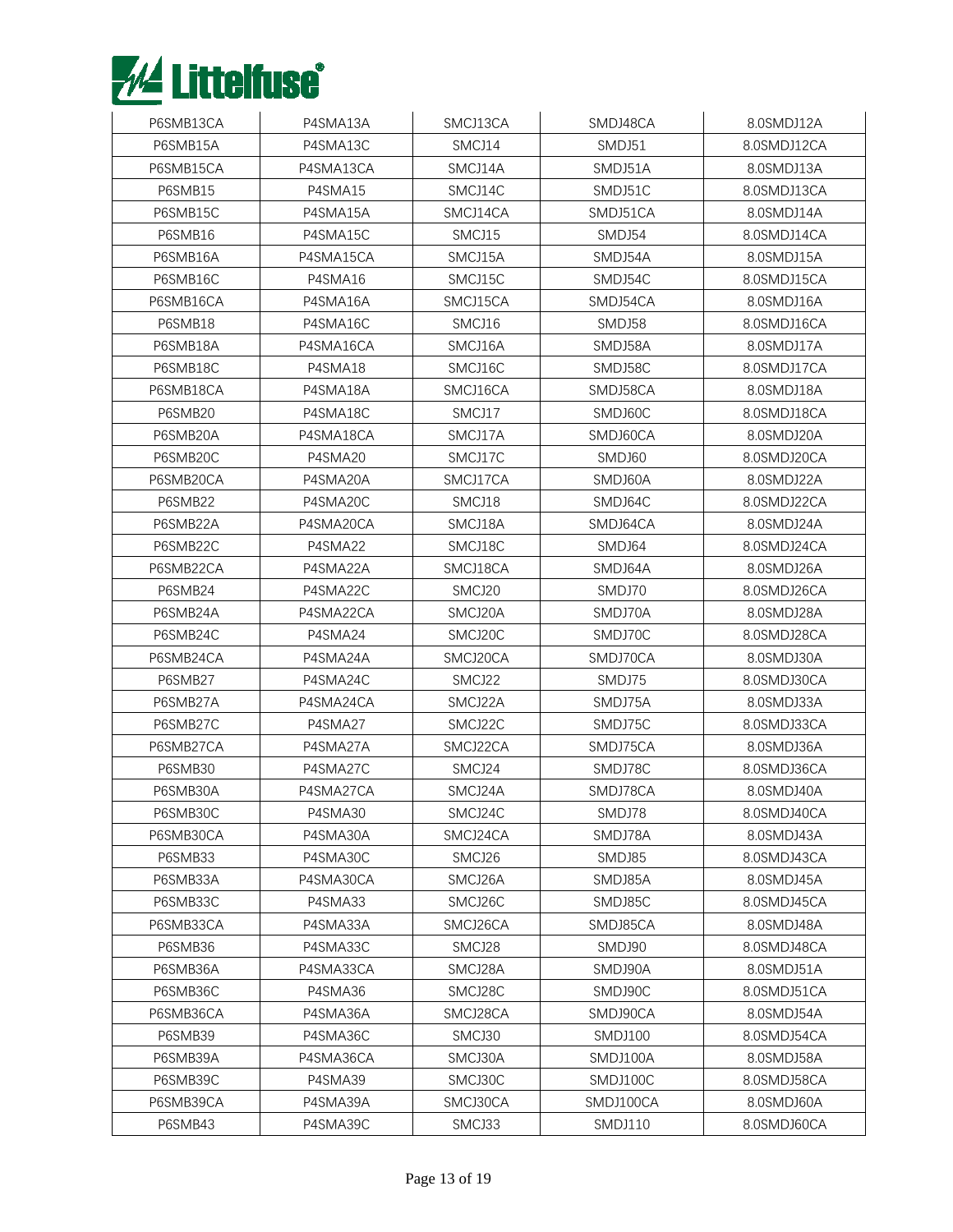| P6SMB13CA | P4SMA13A | SMCJ13CA | SMDJ48CA | 8.0SMDJ12A |
|---|---|---|---|---|
| P6SMB15A | P4SMA13C | SMCJ14 | SMDJ51 | 8.0SMDJ12CA |
| P6SMB15CA | P4SMA13CA | SMCJ14A | SMDJ51A | 8.0SMDJ13A |
| P6SMB15 | P4SMA15 | SMCJ14C | SMDJ51C | 8.0SMDJ13CA |
| P6SMB15C | P4SMA15A | SMCJ14CA | SMDJ51CA | 8.0SMDJ14A |
| P6SMB16 | P4SMA15C | SMCJ15 | SMDJ54 | 8.0SMDJ14CA |
| P6SMB16A | P4SMA15CA | SMCJ15A | SMDJ54A | 8.0SMDJ15A |
| P6SMB16C | P4SMA16 | SMCJ15C | SMDJ54C | 8.0SMDJ15CA |
| P6SMB16CA | P4SMA16A | SMCJ15CA | SMDJ54CA | 8.0SMDJ16A |
| P6SMB18 | P4SMA16C | SMCJ16 | SMDJ58 | 8.0SMDJ16CA |
| P6SMB18A | P4SMA16CA | SMCJ16A | SMDJ58A | 8.0SMDJ17A |
| P6SMB18C | P4SMA18 | SMCJ16C | SMDJ58C | 8.0SMDJ17CA |
| P6SMB18CA | P4SMA18A | SMCJ16CA | SMDJ58CA | 8.0SMDJ18A |
| P6SMB20 | P4SMA18C | SMCJ17 | SMDJ60C | 8.0SMDJ18CA |
| P6SMB20A | P4SMA18CA | SMCJ17A | SMDJ60CA | 8.0SMDJ20A |
| P6SMB20C | P4SMA20 | SMCJ17C | SMDJ60 | 8.0SMDJ20CA |
| P6SMB20CA | P4SMA20A | SMCJ17CA | SMDJ60A | 8.0SMDJ22A |
| P6SMB22 | P4SMA20C | SMCJ18 | SMDJ64C | 8.0SMDJ22CA |
| P6SMB22A | P4SMA20CA | SMCJ18A | SMDJ64CA | 8.0SMDJ24A |
| P6SMB22C | P4SMA22 | SMCJ18C | SMDJ64 | 8.0SMDJ24CA |
| P6SMB22CA | P4SMA22A | SMCJ18CA | SMDJ64A | 8.0SMDJ26A |
| P6SMB24 | P4SMA22C | SMCJ20 | SMDJ70 | 8.0SMDJ26CA |
| P6SMB24A | P4SMA22CA | SMCJ20A | SMDJ70A | 8.0SMDJ28A |
| P6SMB24C | P4SMA24 | SMCJ20C | SMDJ70C | 8.0SMDJ28CA |
| P6SMB24CA | P4SMA24A | SMCJ20CA | SMDJ70CA | 8.0SMDJ30A |
| P6SMB27 | P4SMA24C | SMCJ22 | SMDJ75 | 8.0SMDJ30CA |
| P6SMB27A | P4SMA24CA | SMCJ22A | SMDJ75A | 8.0SMDJ33A |
| P6SMB27C | P4SMA27 | SMCJ22C | SMDJ75C | 8.0SMDJ33CA |
| P6SMB27CA | P4SMA27A | SMCJ22CA | SMDJ75CA | 8.0SMDJ36A |
| P6SMB30 | P4SMA27C | SMCJ24 | SMDJ78C | 8.0SMDJ36CA |
| P6SMB30A | P4SMA27CA | SMCJ24A | SMDJ78CA | 8.0SMDJ40A |
| P6SMB30C | P4SMA30 | SMCJ24C | SMDJ78 | 8.0SMDJ40CA |
| P6SMB30CA | P4SMA30A | SMCJ24CA | SMDJ78A | 8.0SMDJ43A |
| P6SMB33 | P4SMA30C | SMCJ26 | SMDJ85 | 8.0SMDJ43CA |
| P6SMB33A | P4SMA30CA | SMCJ26A | SMDJ85A | 8.0SMDJ45A |
| P6SMB33C | P4SMA33 | SMCJ26C | SMDJ85C | 8.0SMDJ45CA |
| P6SMB33CA | P4SMA33A | SMCJ26CA | SMDJ85CA | 8.0SMDJ48A |
| P6SMB36 | P4SMA33C | SMCJ28 | SMDJ90 | 8.0SMDJ48CA |
| P6SMB36A | P4SMA33CA | SMCJ28A | SMDJ90A | 8.0SMDJ51A |
| P6SMB36C | P4SMA36 | SMCJ28C | SMDJ90C | 8.0SMDJ51CA |
| P6SMB36CA | P4SMA36A | SMCJ28CA | SMDJ90CA | 8.0SMDJ54A |
| P6SMB39 | P4SMA36C | SMCJ30 | SMDJ100 | 8.0SMDJ54CA |
| P6SMB39A | P4SMA36CA | SMCJ30A | SMDJ100A | 8.0SMDJ58A |
| P6SMB39C | P4SMA39 | SMCJ30C | SMDJ100C | 8.0SMDJ58CA |
| P6SMB39CA | P4SMA39A | SMCJ30CA | SMDJ100CA | 8.0SMDJ60A |
| P6SMB43 | P4SMA39C | SMCJ33 | SMDJ110 | 8.0SMDJ60CA |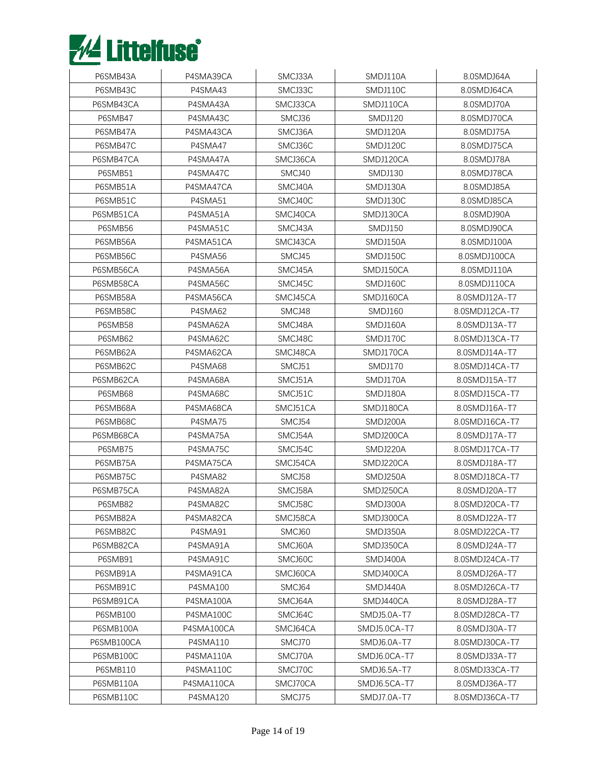| P6SMB43A | P4SMA39CA | SMCJ33A | SMDJ110A | 8.0SMDJ64A |
|---|---|---|---|---|
| P6SMB43C | P4SMA43 | SMCJ33C | SMDJ110C | 8.0SMDJ64CA |
| P6SMB43CA | P4SMA43A | SMCJ33CA | SMDJ110CA | 8.0SMDJ70A |
| P6SMB47 | P4SMA43C | SMCJ36 | SMDJ120 | 8.0SMDJ70CA |
| P6SMB47A | P4SMA43CA | SMCJ36A | SMDJ120A | 8.0SMDJ75A |
| P6SMB47C | P4SMA47 | SMCJ36C | SMDJ120C | 8.0SMDJ75CA |
| P6SMB47CA | P4SMA47A | SMCJ36CA | SMDJ120CA | 8.0SMDJ78A |
| P6SMB51 | P4SMA47C | SMCJ40 | SMDJ130 | 8.0SMDJ78CA |
| P6SMB51A | P4SMA47CA | SMCJ40A | SMDJ130A | 8.0SMDJ85A |
| P6SMB51C | P4SMA51 | SMCJ40C | SMDJ130C | 8.0SMDJ85CA |
| P6SMB51CA | P4SMA51A | SMCJ40CA | SMDJ130CA | 8.0SMDJ90A |
| P6SMB56 | P4SMA51C | SMCJ43A | SMDJ150 | 8.0SMDJ90CA |
| P6SMB56A | P4SMA51CA | SMCJ43CA | SMDJ150A | 8.0SMDJ100A |
| P6SMB56C | P4SMA56 | SMCJ45 | SMDJ150C | 8.0SMDJ100CA |
| P6SMB56CA | P4SMA56A | SMCJ45A | SMDJ150CA | 8.0SMDJ110A |
| P6SMB58CA | P4SMA56C | SMCJ45C | SMDJ160C | 8.0SMDJ110CA |
| P6SMB58A | P4SMA56CA | SMCJ45CA | SMDJ160CA | 8.0SMDJ12A-T7 |
| P6SMB58C | P4SMA62 | SMCJ48 | SMDJ160 | 8.0SMDJ12CA-T7 |
| P6SMB58 | P4SMA62A | SMCJ48A | SMDJ160A | 8.0SMDJ13A-T7 |
| P6SMB62 | P4SMA62C | SMCJ48C | SMDJ170C | 8.0SMDJ13CA-T7 |
| P6SMB62A | P4SMA62CA | SMCJ48CA | SMDJ170CA | 8.0SMDJ14A-T7 |
| P6SMB62C | P4SMA68 | SMCJ51 | SMDJ170 | 8.0SMDJ14CA-T7 |
| P6SMB62CA | P4SMA68A | SMCJ51A | SMDJ170A | 8.0SMDJ15A-T7 |
| P6SMB68 | P4SMA68C | SMCJ51C | SMDJ180A | 8.0SMDJ15CA-T7 |
| P6SMB68A | P4SMA68CA | SMCJ51CA | SMDJ180CA | 8.0SMDJ16A-T7 |
| P6SMB68C | P4SMA75 | SMCJ54 | SMDJ200A | 8.0SMDJ16CA-T7 |
| P6SMB68CA | P4SMA75A | SMCJ54A | SMDJ200CA | 8.0SMDJ17A-T7 |
| P6SMB75 | P4SMA75C | SMCJ54C | SMDJ220A | 8.0SMDJ17CA-T7 |
| P6SMB75A | P4SMA75CA | SMCJ54CA | SMDJ220CA | 8.0SMDJ18A-T7 |
| P6SMB75C | P4SMA82 | SMCJ58 | SMDJ250A | 8.0SMDJ18CA-T7 |
| P6SMB75CA | P4SMA82A | SMCJ58A | SMDJ250CA | 8.0SMDJ20A-T7 |
| P6SMB82 | P4SMA82C | SMCJ58C | SMDJ300A | 8.0SMDJ20CA-T7 |
| P6SMB82A | P4SMA82CA | SMCJ58CA | SMDJ300CA | 8.0SMDJ22A-T7 |
| P6SMB82C | P4SMA91 | SMCJ60 | SMDJ350A | 8.0SMDJ22CA-T7 |
| P6SMB82CA | P4SMA91A | SMCJ60A | SMDJ350CA | 8.0SMDJ24A-T7 |
| P6SMB91 | P4SMA91C | SMCJ60C | SMDJ400A | 8.0SMDJ24CA-T7 |
| P6SMB91A | P4SMA91CA | SMCJ60CA | SMDJ400CA | 8.0SMDJ26A-T7 |
| P6SMB91C | P4SMA100 | SMCJ64 | SMDJ440A | 8.0SMDJ26CA-T7 |
| P6SMB91CA | P4SMA100A | SMCJ64A | SMDJ440CA | 8.0SMDJ28A-T7 |
| P6SMB100 | P4SMA100C | SMCJ64C | SMDJ5.0A-T7 | 8.0SMDJ28CA-T7 |
| P6SMB100A | P4SMA100CA | SMCJ64CA | SMDJ5.0CA-T7 | 8.0SMDJ30A-T7 |
| P6SMB100CA | P4SMA110 | SMCJ70 | SMDJ6.0A-T7 | 8.0SMDJ30CA-T7 |
| P6SMB100C | P4SMA110A | SMCJ70A | SMDJ6.0CA-T7 | 8.0SMDJ33A-T7 |
| P6SMB110 | P4SMA110C | SMCJ70C | SMDJ6.5A-T7 | 8.0SMDJ33CA-T7 |
| P6SMB110A | P4SMA110CA | SMCJ70CA | SMDJ6.5CA-T7 | 8.0SMDJ36A-T7 |
| P6SMB110C | P4SMA120 | SMCJ75 | SMDJ7.0A-T7 | 8.0SMDJ36CA-T7 |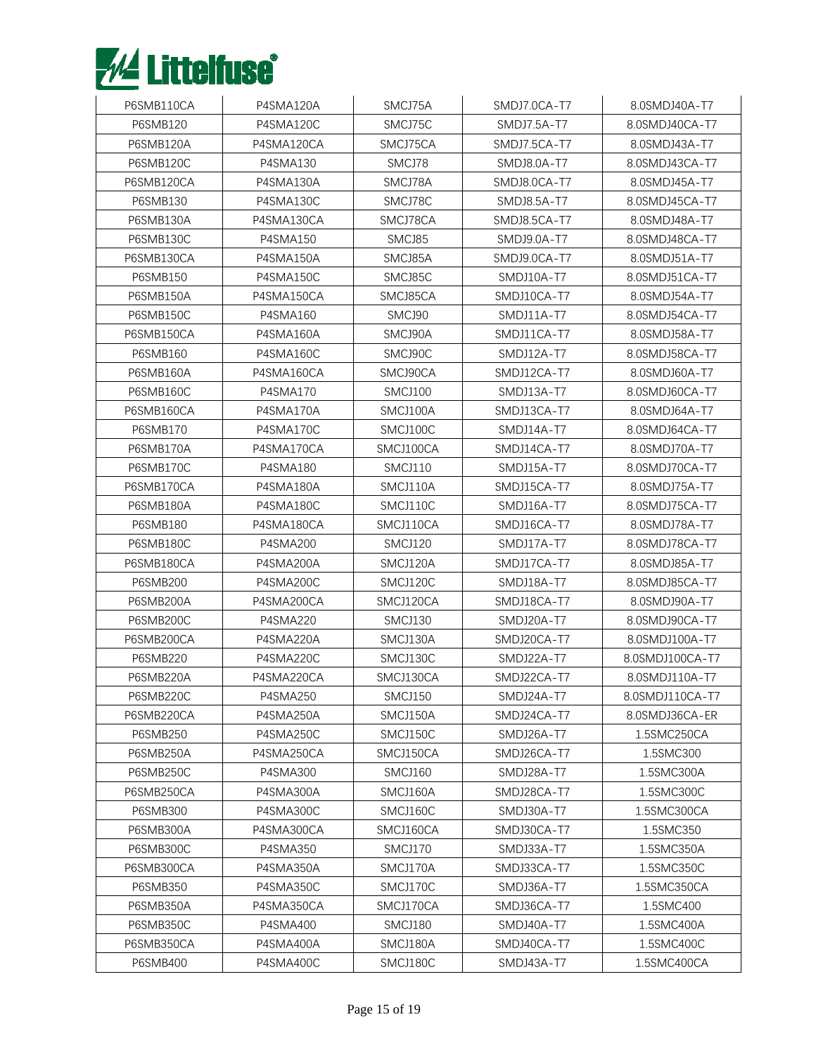| P6SMB110CA | P4SMA120A | SMCJ75A | SMDJ7.0CA-T7 | 8.0SMDJ40A-T7 |
|---|---|---|---|---|
| P6SMB120 | P4SMA120C | SMCJ75C | SMDJ7.5A-T7 | 8.0SMDJ40CA-T7 |
| P6SMB120A | P4SMA120CA | SMCJ75CA | SMDJ7.5CA-T7 | 8.0SMDJ43A-T7 |
| P6SMB120C | P4SMA130 | SMCJ78 | SMDJ8.0A-T7 | 8.0SMDJ43CA-T7 |
| P6SMB120CA | P4SMA130A | SMCJ78A | SMDJ8.0CA-T7 | 8.0SMDJ45A-T7 |
| P6SMB130 | P4SMA130C | SMCJ78C | SMDJ8.5A-T7 | 8.0SMDJ45CA-T7 |
| P6SMB130A | P4SMA130CA | SMCJ78CA | SMDJ8.5CA-T7 | 8.0SMDJ48A-T7 |
| P6SMB130C | P4SMA150 | SMCJ85 | SMDJ9.0A-T7 | 8.0SMDJ48CA-T7 |
| P6SMB130CA | P4SMA150A | SMCJ85A | SMDJ9.0CA-T7 | 8.0SMDJ51A-T7 |
| P6SMB150 | P4SMA150C | SMCJ85C | SMDJ10A-T7 | 8.0SMDJ51CA-T7 |
| P6SMB150A | P4SMA150CA | SMCJ85CA | SMDJ10CA-T7 | 8.0SMDJ54A-T7 |
| P6SMB150C | P4SMA160 | SMCJ90 | SMDJ11A-T7 | 8.0SMDJ54CA-T7 |
| P6SMB150CA | P4SMA160A | SMCJ90A | SMDJ11CA-T7 | 8.0SMDJ58A-T7 |
| P6SMB160 | P4SMA160C | SMCJ90C | SMDJ12A-T7 | 8.0SMDJ58CA-T7 |
| P6SMB160A | P4SMA160CA | SMCJ90CA | SMDJ12CA-T7 | 8.0SMDJ60A-T7 |
| P6SMB160C | P4SMA170 | SMCJ100 | SMDJ13A-T7 | 8.0SMDJ60CA-T7 |
| P6SMB160CA | P4SMA170A | SMCJ100A | SMDJ13CA-T7 | 8.0SMDJ64A-T7 |
| P6SMB170 | P4SMA170C | SMCJ100C | SMDJ14A-T7 | 8.0SMDJ64CA-T7 |
| P6SMB170A | P4SMA170CA | SMCJ100CA | SMDJ14CA-T7 | 8.0SMDJ70A-T7 |
| P6SMB170C | P4SMA180 | SMCJ110 | SMDJ15A-T7 | 8.0SMDJ70CA-T7 |
| P6SMB170CA | P4SMA180A | SMCJ110A | SMDJ15CA-T7 | 8.0SMDJ75A-T7 |
| P6SMB180A | P4SMA180C | SMCJ110C | SMDJ16A-T7 | 8.0SMDJ75CA-T7 |
| P6SMB180 | P4SMA180CA | SMCJ110CA | SMDJ16CA-T7 | 8.0SMDJ78A-T7 |
| P6SMB180C | P4SMA200 | SMCJ120 | SMDJ17A-T7 | 8.0SMDJ78CA-T7 |
| P6SMB180CA | P4SMA200A | SMCJ120A | SMDJ17CA-T7 | 8.0SMDJ85A-T7 |
| P6SMB200 | P4SMA200C | SMCJ120C | SMDJ18A-T7 | 8.0SMDJ85CA-T7 |
| P6SMB200A | P4SMA200CA | SMCJ120CA | SMDJ18CA-T7 | 8.0SMDJ90A-T7 |
| P6SMB200C | P4SMA220 | SMCJ130 | SMDJ20A-T7 | 8.0SMDJ90CA-T7 |
| P6SMB200CA | P4SMA220A | SMCJ130A | SMDJ20CA-T7 | 8.0SMDJ100A-T7 |
| P6SMB220 | P4SMA220C | SMCJ130C | SMDJ22A-T7 | 8.0SMDJ100CA-T7 |
| P6SMB220A | P4SMA220CA | SMCJ130CA | SMDJ22CA-T7 | 8.0SMDJ110A-T7 |
| P6SMB220C | P4SMA250 | SMCJ150 | SMDJ24A-T7 | 8.0SMDJ110CA-T7 |
| P6SMB220CA | P4SMA250A | SMCJ150A | SMDJ24CA-T7 | 8.0SMDJ36CA-ER |
| P6SMB250 | P4SMA250C | SMCJ150C | SMDJ26A-T7 | 1.5SMC250CA |
| P6SMB250A | P4SMA250CA | SMCJ150CA | SMDJ26CA-T7 | 1.5SMC300 |
| P6SMB250C | P4SMA300 | SMCJ160 | SMDJ28A-T7 | 1.5SMC300A |
| P6SMB250CA | P4SMA300A | SMCJ160A | SMDJ28CA-T7 | 1.5SMC300C |
| P6SMB300 | P4SMA300C | SMCJ160C | SMDJ30A-T7 | 1.5SMC300CA |
| P6SMB300A | P4SMA300CA | SMCJ160CA | SMDJ30CA-T7 | 1.5SMC350 |
| P6SMB300C | P4SMA350 | SMCJ170 | SMDJ33A-T7 | 1.5SMC350A |
| P6SMB300CA | P4SMA350A | SMCJ170A | SMDJ33CA-T7 | 1.5SMC350C |
| P6SMB350 | P4SMA350C | SMCJ170C | SMDJ36A-T7 | 1.5SMC350CA |
| P6SMB350A | P4SMA350CA | SMCJ170CA | SMDJ36CA-T7 | 1.5SMC400 |
| P6SMB350C | P4SMA400 | SMCJ180 | SMDJ40A-T7 | 1.5SMC400A |
| P6SMB350CA | P4SMA400A | SMCJ180A | SMDJ40CA-T7 | 1.5SMC400C |
| P6SMB400 | P4SMA400C | SMCJ180C | SMDJ43A-T7 | 1.5SMC400CA |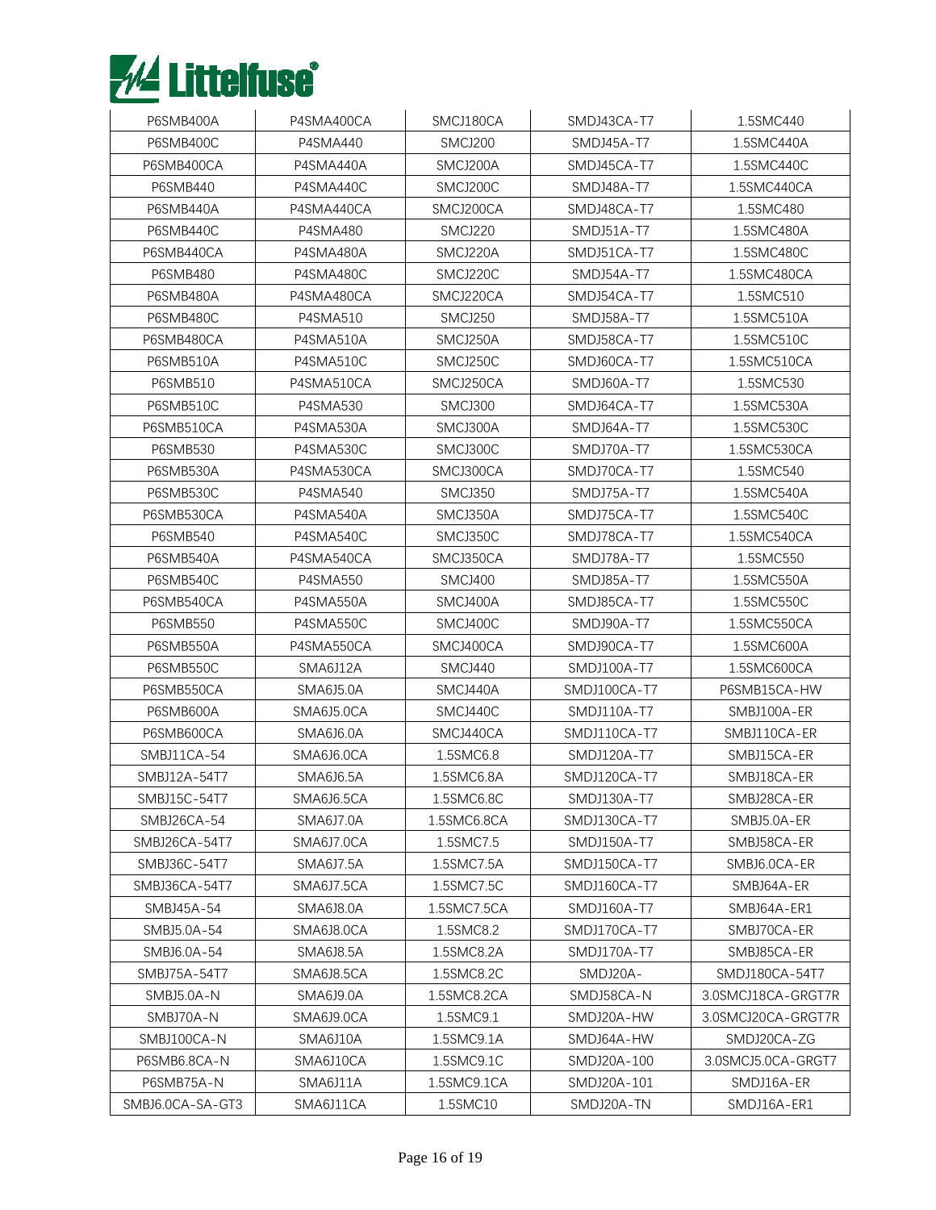| P6SMB400A | P4SMA400CA | SMCJ180CA | SMDJ43CA-T7 | 1.5SMC440 |
|---|---|---|---|---|
| P6SMB400C | P4SMA440 | SMCJ200 | SMDJ45A-T7 | 1.5SMC440A |
| P6SMB400CA | P4SMA440A | SMCJ200A | SMDJ45CA-T7 | 1.5SMC440C |
| P6SMB440 | P4SMA440C | SMCJ200C | SMDJ48A-T7 | 1.5SMC440CA |
| P6SMB440A | P4SMA440CA | SMCJ200CA | SMDJ48CA-T7 | 1.5SMC480 |
| P6SMB440C | P4SMA480 | SMCJ220 | SMDJ51A-T7 | 1.5SMC480A |
| P6SMB440CA | P4SMA480A | SMCJ220A | SMDJ51CA-T7 | 1.5SMC480C |
| P6SMB480 | P4SMA480C | SMCJ220C | SMDJ54A-T7 | 1.5SMC480CA |
| P6SMB480A | P4SMA480CA | SMCJ220CA | SMDJ54CA-T7 | 1.5SMC510 |
| P6SMB480C | P4SMA510 | SMCJ250 | SMDJ58A-T7 | 1.5SMC510A |
| P6SMB480CA | P4SMA510A | SMCJ250A | SMDJ58CA-T7 | 1.5SMC510C |
| P6SMB510A | P4SMA510C | SMCJ250C | SMDJ60CA-T7 | 1.5SMC510CA |
| P6SMB510 | P4SMA510CA | SMCJ250CA | SMDJ60A-T7 | 1.5SMC530 |
| P6SMB510C | P4SMA530 | SMCJ300 | SMDJ64CA-T7 | 1.5SMC530A |
| P6SMB510CA | P4SMA530A | SMCJ300A | SMDJ64A-T7 | 1.5SMC530C |
| P6SMB530 | P4SMA530C | SMCJ300C | SMDJ70A-T7 | 1.5SMC530CA |
| P6SMB530A | P4SMA530CA | SMCJ300CA | SMDJ70CA-T7 | 1.5SMC540 |
| P6SMB530C | P4SMA540 | SMCJ350 | SMDJ75A-T7 | 1.5SMC540A |
| P6SMB530CA | P4SMA540A | SMCJ350A | SMDJ75CA-T7 | 1.5SMC540C |
| P6SMB540 | P4SMA540C | SMCJ350C | SMDJ78CA-T7 | 1.5SMC540CA |
| P6SMB540A | P4SMA540CA | SMCJ350CA | SMDJ78A-T7 | 1.5SMC550 |
| P6SMB540C | P4SMA550 | SMCJ400 | SMDJ85A-T7 | 1.5SMC550A |
| P6SMB540CA | P4SMA550A | SMCJ400A | SMDJ85CA-T7 | 1.5SMC550C |
| P6SMB550 | P4SMA550C | SMCJ400C | SMDJ90A-T7 | 1.5SMC550CA |
| P6SMB550A | P4SMA550CA | SMCJ400CA | SMDJ90CA-T7 | 1.5SMC600A |
| P6SMB550C | SMA6J12A | SMCJ440 | SMDJ100A-T7 | 1.5SMC600CA |
| P6SMB550CA | SMA6J5.0A | SMCJ440A | SMDJ100CA-T7 | P6SMB15CA-HW |
| P6SMB600A | SMA6J5.0CA | SMCJ440C | SMDJ110A-T7 | SMBJ100A-ER |
| P6SMB600CA | SMA6J6.0A | SMCJ440CA | SMDJ110CA-T7 | SMBJ110CA-ER |
| SMBJ11CA-54 | SMA6J6.0CA | 1.5SMC6.8 | SMDJ120A-T7 | SMBJ15CA-ER |
| SMBJ12A-54T7 | SMA6J6.5A | 1.5SMC6.8A | SMDJ120CA-T7 | SMBJ18CA-ER |
| SMBJ15C-54T7 | SMA6J6.5CA | 1.5SMC6.8C | SMDJ130A-T7 | SMBJ28CA-ER |
| SMBJ26CA-54 | SMA6J7.0A | 1.5SMC6.8CA | SMDJ130CA-T7 | SMBJ5.0A-ER |
| SMBJ26CA-54T7 | SMA6J7.0CA | 1.5SMC7.5 | SMDJ150A-T7 | SMBJ58CA-ER |
| SMBJ36C-54T7 | SMA6J7.5A | 1.5SMC7.5A | SMDJ150CA-T7 | SMBJ6.0CA-ER |
| SMBJ36CA-54T7 | SMA6J7.5CA | 1.5SMC7.5C | SMDJ160CA-T7 | SMBJ64A-ER |
| SMBJ45A-54 | SMA6J8.0A | 1.5SMC7.5CA | SMDJ160A-T7 | SMBJ64A-ER1 |
| SMBJ5.0A-54 | SMA6J8.0CA | 1.5SMC8.2 | SMDJ170CA-T7 | SMBJ70CA-ER |
| SMBJ6.0A-54 | SMA6J8.5A | 1.5SMC8.2A | SMDJ170A-T7 | SMBJ85CA-ER |
| SMBJ75A-54T7 | SMA6J8.5CA | 1.5SMC8.2C | SMDJ20A- | SMDJ180CA-54T7 |
| SMBJ5.0A-N | SMA6J9.0A | 1.5SMC8.2CA | SMDJ58CA-N | 3.0SMCJ18CA-GRGT7R |
| SMBJ70A-N | SMA6J9.0CA | 1.5SMC9.1 | SMDJ20A-HW | 3.0SMCJ20CA-GRGT7R |
| SMBJ100CA-N | SMA6J10A | 1.5SMC9.1A | SMDJ64A-HW | SMDJ20CA-ZG |
| P6SMB6.8CA-N | SMA6J10CA | 1.5SMC9.1C | SMDJ20A-100 | 3.0SMCJ5.0CA-GRGT7 |
| P6SMB75A-N | SMA6J11A | 1.5SMC9.1CA | SMDJ20A-101 | SMDJ16A-ER |
| SMBJ6.0CA-SA-GT3 | SMA6J11CA | 1.5SMC10 | SMDJ20A-TN | SMDJ16A-ER1 |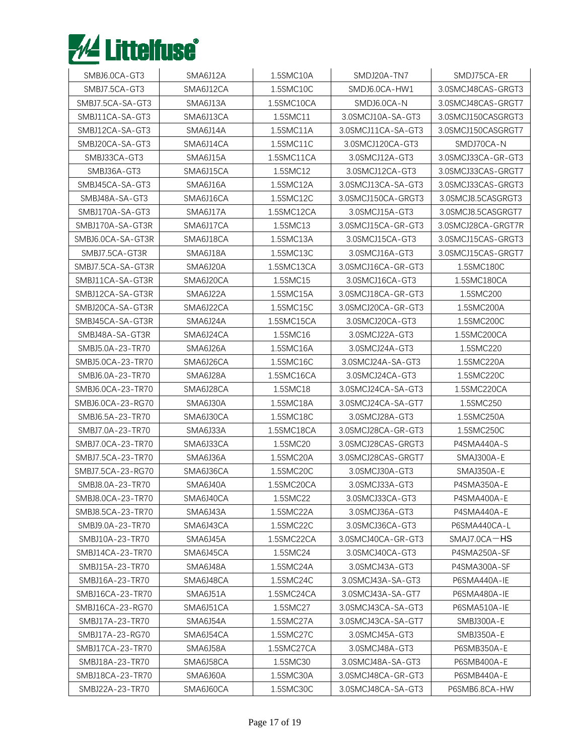| SMBJ6.0CA-GT3 | SMA6J12A | 1.5SMC10A | SMDJ20A-TN7 | SMDJ75CA-ER |
|---|---|---|---|---|
| SMBJ7.5CA-GT3 | SMA6J12CA | 1.5SMC10C | SMDJ6.0CA-HW1 | 3.0SMCJ48CAS-GRGT3 |
| SMBJ7.5CA-SA-GT3 | SMA6J13A | 1.5SMC10CA | SMDJ6.0CA-N | 3.0SMCJ48CAS-GRGT7 |
| SMBJ11CA-SA-GT3 | SMA6J13CA | 1.5SMC11 | 3.0SMCJ10A-SA-GT3 | 3.0SMCJ150CASGRGT3 |
| SMBJ12CA-SA-GT3 | SMA6J14A | 1.5SMC11A | 3.0SMCJ11CA-SA-GT3 | 3.0SMCJ150CASGRGT7 |
| SMBJ20CA-SA-GT3 | SMA6J14CA | 1.5SMC11C | 3.0SMCJ120CA-GT3 | SMDJ70CA-N |
| SMBJ33CA-GT3 | SMA6J15A | 1.5SMC11CA | 3.0SMCJ12A-GT3 | 3.0SMCJ33CA-GR-GT3 |
| SMBJ36A-GT3 | SMA6J15CA | 1.5SMC12 | 3.0SMCJ12CA-GT3 | 3.0SMCJ33CAS-GRGT7 |
| SMBJ45CA-SA-GT3 | SMA6J16A | 1.5SMC12A | 3.0SMCJ13CA-SA-GT3 | 3.0SMCJ33CAS-GRGT3 |
| SMBJ48A-SA-GT3 | SMA6J16CA | 1.5SMC12C | 3.0SMCJ150CA-GRGT3 | 3.0SMCJ8.5CASGRGT3 |
| SMBJ170A-SA-GT3 | SMA6J17A | 1.5SMC12CA | 3.0SMCJ15A-GT3 | 3.0SMCJ8.5CASGRGT7 |
| SMBJ170A-SA-GT3R | SMA6J17CA | 1.5SMC13 | 3.0SMCJ15CA-GR-GT3 | 3.0SMCJ28CA-GRGT7R |
| SMBJ6.0CA-SA-GT3R | SMA6J18CA | 1.5SMC13A | 3.0SMCJ15CA-GT3 | 3.0SMCJ15CAS-GRGT3 |
| SMBJ7.5CA-GT3R | SMA6J18A | 1.5SMC13C | 3.0SMCJ16A-GT3 | 3.0SMCJ15CAS-GRGT7 |
| SMBJ7.5CA-SA-GT3R | SMA6J20A | 1.5SMC13CA | 3.0SMCJ16CA-GR-GT3 | 1.5SMC180C |
| SMBJ11CA-SA-GT3R | SMA6J20CA | 1.5SMC15 | 3.0SMCJ16CA-GT3 | 1.5SMC180CA |
| SMBJ12CA-SA-GT3R | SMA6J22A | 1.5SMC15A | 3.0SMCJ18CA-GR-GT3 | 1.5SMC200 |
| SMBJ20CA-SA-GT3R | SMA6J22CA | 1.5SMC15C | 3.0SMCJ20CA-GR-GT3 | 1.5SMC200A |
| SMBJ45CA-SA-GT3R | SMA6J24A | 1.5SMC15CA | 3.0SMCJ20CA-GT3 | 1.5SMC200C |
| SMBJ48A-SA-GT3R | SMA6J24CA | 1.5SMC16 | 3.0SMCJ22A-GT3 | 1.5SMC200CA |
| SMBJ5.0A-23-TR70 | SMA6J26A | 1.5SMC16A | 3.0SMCJ24A-GT3 | 1.5SMC220 |
| SMBJ5.0CA-23-TR70 | SMA6J26CA | 1.5SMC16C | 3.0SMCJ24A-SA-GT3 | 1.5SMC220A |
| SMBJ6.0A-23-TR70 | SMA6J28A | 1.5SMC16CA | 3.0SMCJ24CA-GT3 | 1.5SMC220C |
| SMBJ6.0CA-23-TR70 | SMA6J28CA | 1.5SMC18 | 3.0SMCJ24CA-SA-GT3 | 1.5SMC220CA |
| SMBJ6.0CA-23-RG70 | SMA6J30A | 1.5SMC18A | 3.0SMCJ24CA-SA-GT7 | 1.5SMC250 |
| SMBJ6.5A-23-TR70 | SMA6J30CA | 1.5SMC18C | 3.0SMCJ28A-GT3 | 1.5SMC250A |
| SMBJ7.0A-23-TR70 | SMA6J33A | 1.5SMC18CA | 3.0SMCJ28CA-GR-GT3 | 1.5SMC250C |
| SMBJ7.0CA-23-TR70 | SMA6J33CA | 1.5SMC20 | 3.0SMCJ28CAS-GRGT3 | P4SMA440A-S |
| SMBJ7.5CA-23-TR70 | SMA6J36A | 1.5SMC20A | 3.0SMCJ28CAS-GRGT7 | SMAJ300A-E |
| SMBJ7.5CA-23-RG70 | SMA6J36CA | 1.5SMC20C | 3.0SMCJ30A-GT3 | SMAJ350A-E |
| SMBJ8.0A-23-TR70 | SMA6J40A | 1.5SMC20CA | 3.0SMCJ33A-GT3 | P4SMA350A-E |
| SMBJ8.0CA-23-TR70 | SMA6J40CA | 1.5SMC22 | 3.0SMCJ33CA-GT3 | P4SMA400A-E |
| SMBJ8.5CA-23-TR70 | SMA6J43A | 1.5SMC22A | 3.0SMCJ36A-GT3 | P4SMA440A-E |
| SMBJ9.0A-23-TR70 | SMA6J43CA | 1.5SMC22C | 3.0SMCJ36CA-GT3 | P6SMA440CA-L |
| SMBJ10A-23-TR70 | SMA6J45A | 1.5SMC22CA | 3.0SMCJ40CA-GR-GT3 | SMAJ7.0CA－HS |
| SMBJ14CA-23-TR70 | SMA6J45CA | 1.5SMC24 | 3.0SMCJ40CA-GT3 | P4SMA250A-SF |
| SMBJ15A-23-TR70 | SMA6J48A | 1.5SMC24A | 3.0SMCJ43A-GT3 | P4SMA300A-SF |
| SMBJ16A-23-TR70 | SMA6J48CA | 1.5SMC24C | 3.0SMCJ43A-SA-GT3 | P6SMA440A-IE |
| SMBJ16CA-23-TR70 | SMA6J51A | 1.5SMC24CA | 3.0SMCJ43A-SA-GT7 | P6SMA480A-IE |
| SMBJ16CA-23-RG70 | SMA6J51CA | 1.5SMC27 | 3.0SMCJ43CA-SA-GT3 | P6SMA510A-IE |
| SMBJ17A-23-TR70 | SMA6J54A | 1.5SMC27A | 3.0SMCJ43CA-SA-GT7 | SMBJ300A-E |
| SMBJ17A-23-RG70 | SMA6J54CA | 1.5SMC27C | 3.0SMCJ45A-GT3 | SMBJ350A-E |
| SMBJ17CA-23-TR70 | SMA6J58A | 1.5SMC27CA | 3.0SMCJ48A-GT3 | P6SMB350A-E |
| SMBJ18A-23-TR70 | SMA6J58CA | 1.5SMC30 | 3.0SMCJ48A-SA-GT3 | P6SMB400A-E |
| SMBJ18CA-23-TR70 | SMA6J60A | 1.5SMC30A | 3.0SMCJ48CA-GR-GT3 | P6SMB440A-E |
| SMBJ22A-23-TR70 | SMA6J60CA | 1.5SMC30C | 3.0SMCJ48CA-SA-GT3 | P6SMB6.8CA-HW |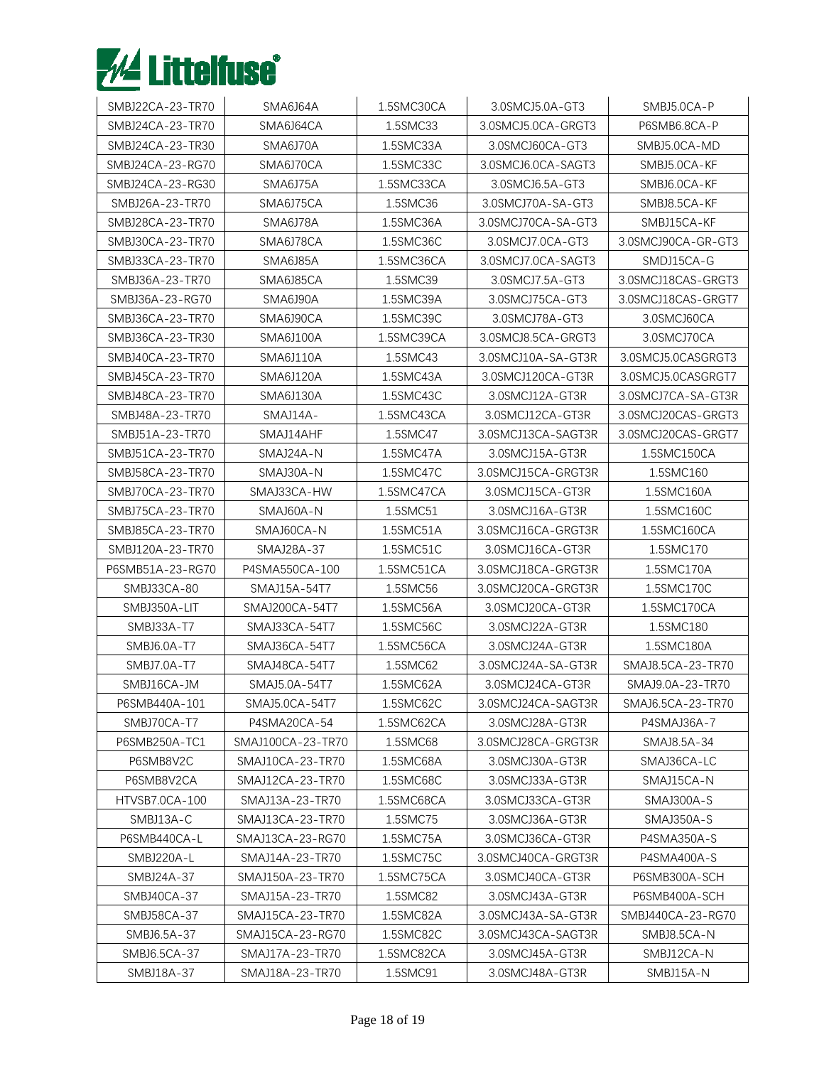| SMBJ22CA-23-TR70 | SMA6J64A | 1.5SMC30CA | 3.0SMCJ5.0A-GT3 | SMBJ5.0CA-P |
|---|---|---|---|---|
| SMBJ24CA-23-TR70 | SMA6J64CA | 1.5SMC33 | 3.0SMCJ5.0CA-GRGT3 | P6SMB6.8CA-P |
| SMBJ24CA-23-TR30 | SMA6J70A | 1.5SMC33A | 3.0SMCJ60CA-GT3 | SMBJ5.0CA-MD |
| SMBJ24CA-23-RG70 | SMA6J70CA | 1.5SMC33C | 3.0SMCJ6.0CA-SAGT3 | SMBJ5.0CA-KF |
| SMBJ24CA-23-RG30 | SMA6J75A | 1.5SMC33CA | 3.0SMCJ6.5A-GT3 | SMBJ6.0CA-KF |
| SMBJ26A-23-TR70 | SMA6J75CA | 1.5SMC36 | 3.0SMCJ70A-SA-GT3 | SMBJ8.5CA-KF |
| SMBJ28CA-23-TR70 | SMA6J78A | 1.5SMC36A | 3.0SMCJ70CA-SA-GT3 | SMBJ15CA-KF |
| SMBJ30CA-23-TR70 | SMA6J78CA | 1.5SMC36C | 3.0SMCJ7.0CA-GT3 | 3.0SMCJ90CA-GR-GT3 |
| SMBJ33CA-23-TR70 | SMA6J85A | 1.5SMC36CA | 3.0SMCJ7.0CA-SAGT3 | SMDJ15CA-G |
| SMBJ36A-23-TR70 | SMA6J85CA | 1.5SMC39 | 3.0SMCJ7.5A-GT3 | 3.0SMCJ18CAS-GRGT3 |
| SMBJ36A-23-RG70 | SMA6J90A | 1.5SMC39A | 3.0SMCJ75CA-GT3 | 3.0SMCJ18CAS-GRGT7 |
| SMBJ36CA-23-TR70 | SMA6J90CA | 1.5SMC39C | 3.0SMCJ78A-GT3 | 3.0SMCJ60CA |
| SMBJ36CA-23-TR30 | SMA6J100A | 1.5SMC39CA | 3.0SMCJ8.5CA-GRGT3 | 3.0SMCJ70CA |
| SMBJ40CA-23-TR70 | SMA6J110A | 1.5SMC43 | 3.0SMCJ10A-SA-GT3R | 3.0SMCJ5.0CASGRGT3 |
| SMBJ45CA-23-TR70 | SMA6J120A | 1.5SMC43A | 3.0SMCJ120CA-GT3R | 3.0SMCJ5.0CASGRGT7 |
| SMBJ48CA-23-TR70 | SMA6J130A | 1.5SMC43C | 3.0SMCJ12A-GT3R | 3.0SMCJ7CA-SA-GT3R |
| SMBJ48A-23-TR70 | SMAJ14A- | 1.5SMC43CA | 3.0SMCJ12CA-GT3R | 3.0SMCJ20CAS-GRGT3 |
| SMBJ51A-23-TR70 | SMAJ14AHF | 1.5SMC47 | 3.0SMCJ13CA-SAGT3R | 3.0SMCJ20CAS-GRGT7 |
| SMBJ51CA-23-TR70 | SMAJ24A-N | 1.5SMC47A | 3.0SMCJ15A-GT3R | 1.5SMC150CA |
| SMBJ58CA-23-TR70 | SMAJ30A-N | 1.5SMC47C | 3.0SMCJ15CA-GRGT3R | 1.5SMC160 |
| SMBJ70CA-23-TR70 | SMAJ33CA-HW | 1.5SMC47CA | 3.0SMCJ15CA-GT3R | 1.5SMC160A |
| SMBJ75CA-23-TR70 | SMAJ60A-N | 1.5SMC51 | 3.0SMCJ16A-GT3R | 1.5SMC160C |
| SMBJ85CA-23-TR70 | SMAJ60CA-N | 1.5SMC51A | 3.0SMCJ16CA-GRGT3R | 1.5SMC160CA |
| SMBJ120A-23-TR70 | SMAJ28A-37 | 1.5SMC51C | 3.0SMCJ16CA-GT3R | 1.5SMC170 |
| P6SMB51A-23-RG70 | P4SMA550CA-100 | 1.5SMC51CA | 3.0SMCJ18CA-GRGT3R | 1.5SMC170A |
| SMBJ33CA-80 | SMAJ15A-54T7 | 1.5SMC56 | 3.0SMCJ20CA-GRGT3R | 1.5SMC170C |
| SMBJ350A-LIT | SMAJ200CA-54T7 | 1.5SMC56A | 3.0SMCJ20CA-GT3R | 1.5SMC170CA |
| SMBJ33A-T7 | SMAJ33CA-54T7 | 1.5SMC56C | 3.0SMCJ22A-GT3R | 1.5SMC180 |
| SMBJ6.0A-T7 | SMAJ36CA-54T7 | 1.5SMC56CA | 3.0SMCJ24A-GT3R | 1.5SMC180A |
| SMBJ7.0A-T7 | SMAJ48CA-54T7 | 1.5SMC62 | 3.0SMCJ24A-SA-GT3R | SMAJ8.5CA-23-TR70 |
| SMBJ16CA-JM | SMAJ5.0A-54T7 | 1.5SMC62A | 3.0SMCJ24CA-GT3R | SMAJ9.0A-23-TR70 |
| P6SMB440A-101 | SMAJ5.0CA-54T7 | 1.5SMC62C | 3.0SMCJ24CA-SAGT3R | SMAJ6.5CA-23-TR70 |
| SMBJ70CA-T7 | P4SMA20CA-54 | 1.5SMC62CA | 3.0SMCJ28A-GT3R | P4SMAJ36A-7 |
| P6SMB250A-TC1 | SMAJ100CA-23-TR70 | 1.5SMC68 | 3.0SMCJ28CA-GRGT3R | SMAJ8.5A-34 |
| P6SMB8V2C | SMAJ10CA-23-TR70 | 1.5SMC68A | 3.0SMCJ30A-GT3R | SMAJ36CA-LC |
| P6SMB8V2CA | SMAJ12CA-23-TR70 | 1.5SMC68C | 3.0SMCJ33A-GT3R | SMAJ15CA-N |
| HTVSB7.0CA-100 | SMAJ13A-23-TR70 | 1.5SMC68CA | 3.0SMCJ33CA-GT3R | SMAJ300A-S |
| SMBJ13A-C | SMAJ13CA-23-TR70 | 1.5SMC75 | 3.0SMCJ36A-GT3R | SMAJ350A-S |
| P6SMB440CA-L | SMAJ13CA-23-RG70 | 1.5SMC75A | 3.0SMCJ36CA-GT3R | P4SMA350A-S |
| SMBJ220A-L | SMAJ14A-23-TR70 | 1.5SMC75C | 3.0SMCJ40CA-GRGT3R | P4SMA400A-S |
| SMBJ24A-37 | SMAJ150A-23-TR70 | 1.5SMC75CA | 3.0SMCJ40CA-GT3R | P6SMB300A-SCH |
| SMBJ40CA-37 | SMAJ15A-23-TR70 | 1.5SMC82 | 3.0SMCJ43A-GT3R | P6SMB400A-SCH |
| SMBJ58CA-37 | SMAJ15CA-23-TR70 | 1.5SMC82A | 3.0SMCJ43A-SA-GT3R | SMBJ440CA-23-RG70 |
| SMBJ6.5A-37 | SMAJ15CA-23-RG70 | 1.5SMC82C | 3.0SMCJ43CA-SAGT3R | SMBJ8.5CA-N |
| SMBJ6.5CA-37 | SMAJ17A-23-TR70 | 1.5SMC82CA | 3.0SMCJ45A-GT3R | SMBJ12CA-N |
| SMBJ18A-37 | SMAJ18A-23-TR70 | 1.5SMC91 | 3.0SMCJ48A-GT3R | SMBJ15A-N |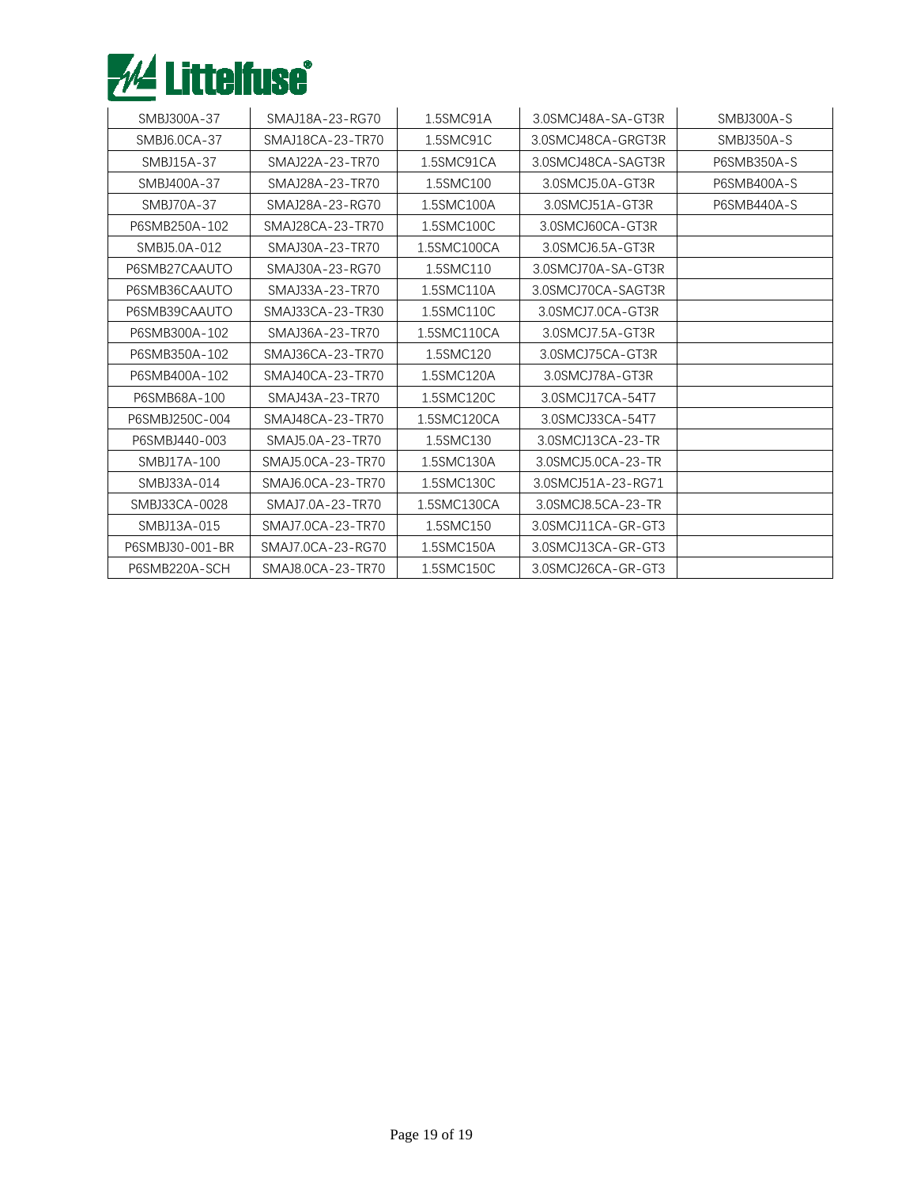| | | | | |
|---|---|---|---|---|
| SMBJ300A-37 | SMAJ18A-23-RG70 | 1.5SMC91A | 3.0SMCJ48A-SA-GT3R | SMBJ300A-S |
| SMBJ6.0CA-37 | SMAJ18CA-23-TR70 | 1.5SMC91C | 3.0SMCJ48CA-GRGT3R | SMBJ350A-S |
| SMBJ15A-37 | SMAJ22A-23-TR70 | 1.5SMC91CA | 3.0SMCJ48CA-SAGT3R | P6SMB350A-S |
| SMBJ400A-37 | SMAJ28A-23-TR70 | 1.5SMC100 | 3.0SMCJ5.0A-GT3R | P6SMB400A-S |
| SMBJ70A-37 | SMAJ28A-23-RG70 | 1.5SMC100A | 3.0SMCJ51A-GT3R | P6SMB440A-S |
| P6SMB250A-102 | SMAJ28CA-23-TR70 | 1.5SMC100C | 3.0SMCJ60CA-GT3R | |
| SMBJ5.0A-012 | SMAJ30A-23-TR70 | 1.5SMC100CA | 3.0SMCJ6.5A-GT3R | |
| P6SMB27CAAUTO | SMAJ30A-23-RG70 | 1.5SMC110 | 3.0SMCJ70A-SA-GT3R | |
| P6SMB36CAAUTO | SMAJ33A-23-TR70 | 1.5SMC110A | 3.0SMCJ70CA-SAGT3R | |
| P6SMB39CAAUTO | SMAJ33CA-23-TR30 | 1.5SMC110C | 3.0SMCJ7.0CA-GT3R | |
| P6SMB300A-102 | SMAJ36A-23-TR70 | 1.5SMC110CA | 3.0SMCJ7.5A-GT3R | |
| P6SMB350A-102 | SMAJ36CA-23-TR70 | 1.5SMC120 | 3.0SMCJ75CA-GT3R | |
| P6SMB400A-102 | SMAJ40CA-23-TR70 | 1.5SMC120A | 3.0SMCJ78A-GT3R | |
| P6SMB68A-100 | SMAJ43A-23-TR70 | 1.5SMC120C | 3.0SMCJ17CA-54T7 | |
| P6SMBJ250C-004 | SMAJ48CA-23-TR70 | 1.5SMC120CA | 3.0SMCJ33CA-54T7 | |
| P6SMBJ440-003 | SMAJ5.0A-23-TR70 | 1.5SMC130 | 3.0SMCJ13CA-23-TR | |
| SMBJ17A-100 | SMAJ5.0CA-23-TR70 | 1.5SMC130A | 3.0SMCJ5.0CA-23-TR | |
| SMBJ33A-014 | SMAJ6.0CA-23-TR70 | 1.5SMC130C | 3.0SMCJ51A-23-RG71 | |
| SMBJ33CA-0028 | SMAJ7.0A-23-TR70 | 1.5SMC130CA | 3.0SMCJ8.5CA-23-TR | |
| SMBJ13A-015 | SMAJ7.0CA-23-TR70 | 1.5SMC150 | 3.0SMCJ11CA-GR-GT3 | |
| P6SMBJ30-001-BR | SMAJ7.0CA-23-RG70 | 1.5SMC150A | 3.0SMCJ13CA-GR-GT3 | |
| P6SMB220A-SCH | SMAJ8.0CA-23-TR70 | 1.5SMC150C | 3.0SMCJ26CA-GR-GT3 | |